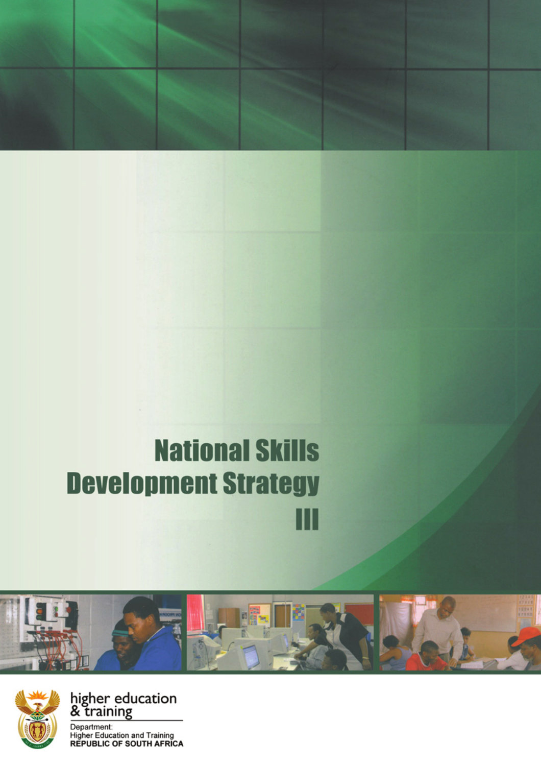# National Skills Development Strategy III

higher education & training

Department:
Higher Education and Training
REPUBLIC OF SOUTH AFRICA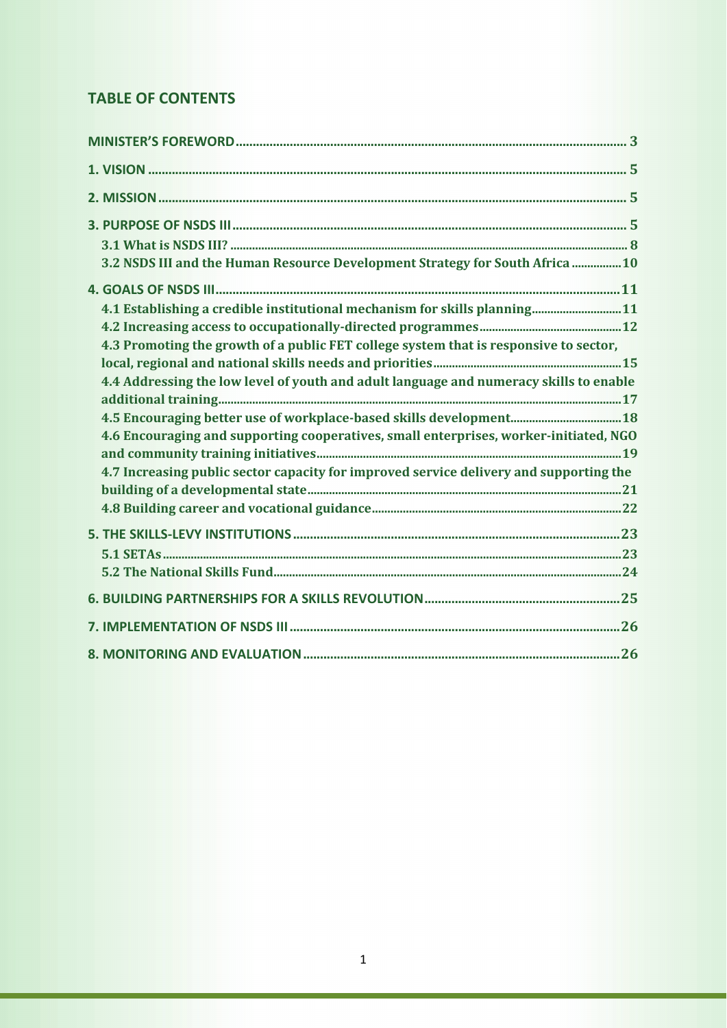## TABLE OF CONTENTS

MINISTER'S FOREWORD .......... 3

1. VISION .......... 5

2. MISSION .......... 5

3. PURPOSE OF NSDS III .......... 5
   - 3.1 What is NSDS III? .......... 8
   - 3.2 NSDS III and the Human Resource Development Strategy for South Africa .......... 10

4. GOALS OF NSDS III .......... 11
   - 4.1 Establishing a credible institutional mechanism for skills planning .......... 11
   - 4.2 Increasing access to occupationally-directed programmes .......... 12
   - 4.3 Promoting the growth of a public FET college system that is responsive to sector, local, regional and national skills needs and priorities .......... 15
   - 4.4 Addressing the low level of youth and adult language and numeracy skills to enable additional training .......... 17
   - 4.5 Encouraging better use of workplace-based skills development .......... 18
   - 4.6 Encouraging and supporting cooperatives, small enterprises, worker-initiated, NGO and community training initiatives .......... 19
   - 4.7 Increasing public sector capacity for improved service delivery and supporting the building of a developmental state .......... 21
   - 4.8 Building career and vocational guidance .......... 22

5. THE SKILLS-LEVY INSTITUTIONS .......... 23
   - 5.1 SETAs .......... 23
   - 5.2 The National Skills Fund .......... 24

6. BUILDING PARTNERSHIPS FOR A SKILLS REVOLUTION .......... 25

7. IMPLEMENTATION OF NSDS III .......... 26

8. MONITORING AND EVALUATION .......... 26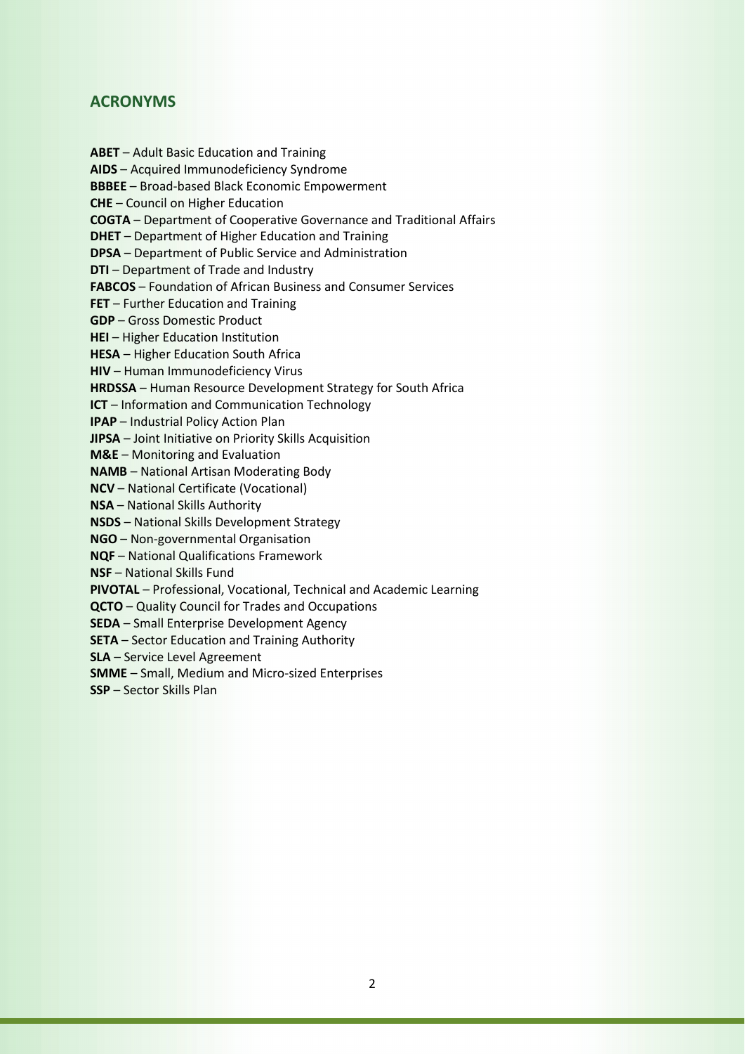## ACRONYMS

**ABET** – Adult Basic Education and Training
**AIDS** – Acquired Immunodeficiency Syndrome
**BBBEE** – Broad-based Black Economic Empowerment
**CHE** – Council on Higher Education
**COGTA** – Department of Cooperative Governance and Traditional Affairs
**DHET** – Department of Higher Education and Training
**DPSA** – Department of Public Service and Administration
**DTI** – Department of Trade and Industry
**FABCOS** – Foundation of African Business and Consumer Services
**FET** – Further Education and Training
**GDP** – Gross Domestic Product
**HEI** – Higher Education Institution
**HESA** – Higher Education South Africa
**HIV** – Human Immunodeficiency Virus
**HRDSSA** – Human Resource Development Strategy for South Africa
**ICT** – Information and Communication Technology
**IPAP** – Industrial Policy Action Plan
**JIPSA** – Joint Initiative on Priority Skills Acquisition
**M&E** – Monitoring and Evaluation
**NAMB** – National Artisan Moderating Body
**NCV** – National Certificate (Vocational)
**NSA** – National Skills Authority
**NSDS** – National Skills Development Strategy
**NGO** – Non-governmental Organisation
**NQF** – National Qualifications Framework
**NSF** – National Skills Fund
**PIVOTAL** – Professional, Vocational, Technical and Academic Learning
**QCTO** – Quality Council for Trades and Occupations
**SEDA** – Small Enterprise Development Agency
**SETA** – Sector Education and Training Authority
**SLA** – Service Level Agreement
**SMME** – Small, Medium and Micro-sized Enterprises
**SSP** – Sector Skills Plan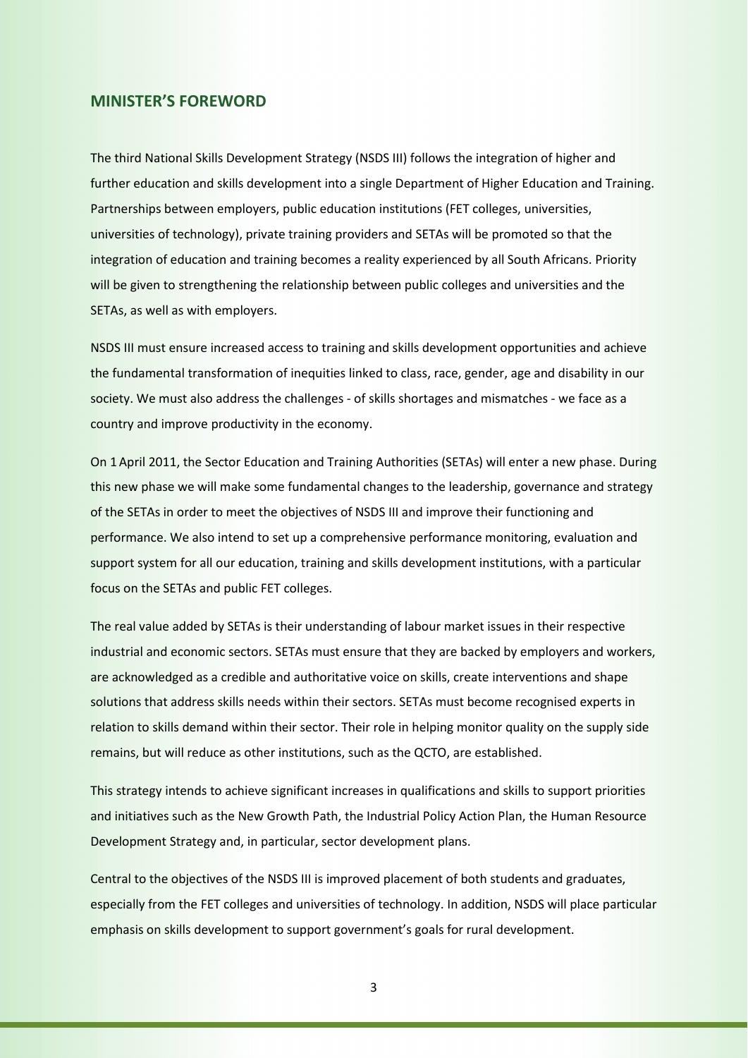## MINISTER'S FOREWORD

The third National Skills Development Strategy (NSDS III) follows the integration of higher and further education and skills development into a single Department of Higher Education and Training. Partnerships between employers, public education institutions (FET colleges, universities, universities of technology), private training providers and SETAs will be promoted so that the integration of education and training becomes a reality experienced by all South Africans. Priority will be given to strengthening the relationship between public colleges and universities and the SETAs, as well as with employers.

NSDS III must ensure increased access to training and skills development opportunities and achieve the fundamental transformation of inequities linked to class, race, gender, age and disability in our society. We must also address the challenges - of skills shortages and mismatches - we face as a country and improve productivity in the economy.

On 1 April 2011, the Sector Education and Training Authorities (SETAs) will enter a new phase. During this new phase we will make some fundamental changes to the leadership, governance and strategy of the SETAs in order to meet the objectives of NSDS III and improve their functioning and performance. We also intend to set up a comprehensive performance monitoring, evaluation and support system for all our education, training and skills development institutions, with a particular focus on the SETAs and public FET colleges.

The real value added by SETAs is their understanding of labour market issues in their respective industrial and economic sectors. SETAs must ensure that they are backed by employers and workers, are acknowledged as a credible and authoritative voice on skills, create interventions and shape solutions that address skills needs within their sectors. SETAs must become recognised experts in relation to skills demand within their sector. Their role in helping monitor quality on the supply side remains, but will reduce as other institutions, such as the QCTO, are established.

This strategy intends to achieve significant increases in qualifications and skills to support priorities and initiatives such as the New Growth Path, the Industrial Policy Action Plan, the Human Resource Development Strategy and, in particular, sector development plans.

Central to the objectives of the NSDS III is improved placement of both students and graduates, especially from the FET colleges and universities of technology. In addition, NSDS will place particular emphasis on skills development to support government's goals for rural development.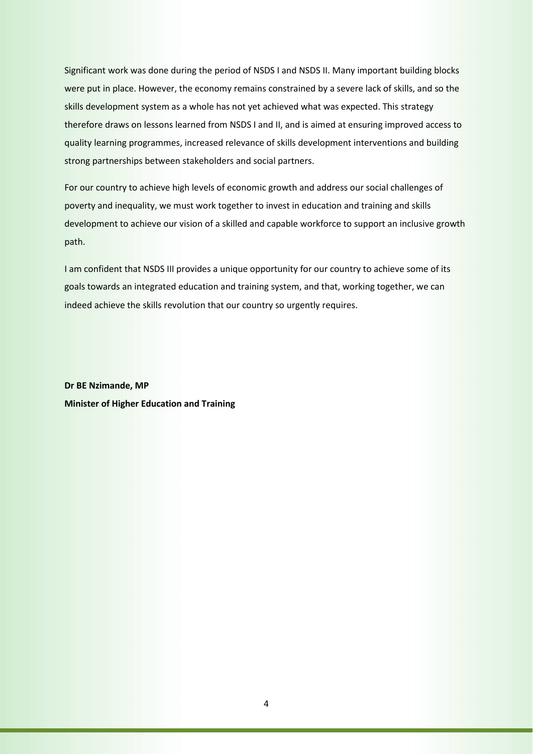Significant work was done during the period of NSDS I and NSDS II. Many important building blocks were put in place. However, the economy remains constrained by a severe lack of skills, and so the skills development system as a whole has not yet achieved what was expected. This strategy therefore draws on lessons learned from NSDS I and II, and is aimed at ensuring improved access to quality learning programmes, increased relevance of skills development interventions and building strong partnerships between stakeholders and social partners.

For our country to achieve high levels of economic growth and address our social challenges of poverty and inequality, we must work together to invest in education and training and skills development to achieve our vision of a skilled and capable workforce to support an inclusive growth path.

I am confident that NSDS III provides a unique opportunity for our country to achieve some of its goals towards an integrated education and training system, and that, working together, we can indeed achieve the skills revolution that our country so urgently requires.

**Dr BE Nzimande, MP**
**Minister of Higher Education and Training**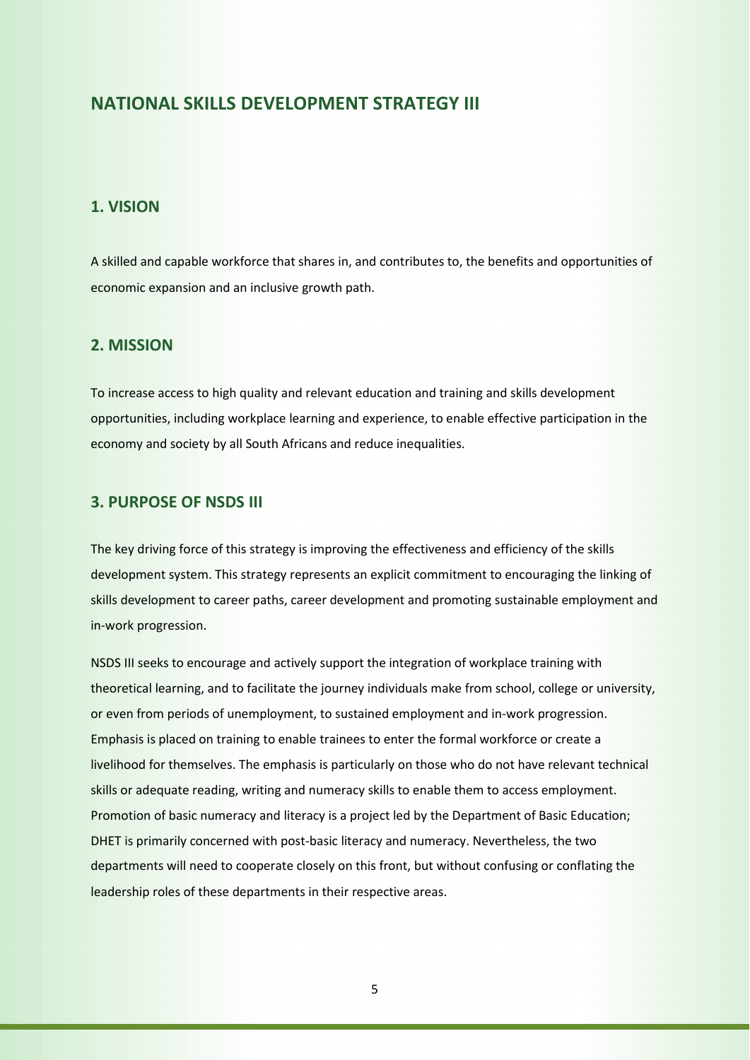# NATIONAL SKILLS DEVELOPMENT STRATEGY III

## 1. VISION

A skilled and capable workforce that shares in, and contributes to, the benefits and opportunities of economic expansion and an inclusive growth path.

## 2. MISSION

To increase access to high quality and relevant education and training and skills development opportunities, including workplace learning and experience, to enable effective participation in the economy and society by all South Africans and reduce inequalities.

## 3. PURPOSE OF NSDS III

The key driving force of this strategy is improving the effectiveness and efficiency of the skills development system. This strategy represents an explicit commitment to encouraging the linking of skills development to career paths, career development and promoting sustainable employment and in-work progression.

NSDS III seeks to encourage and actively support the integration of workplace training with theoretical learning, and to facilitate the journey individuals make from school, college or university, or even from periods of unemployment, to sustained employment and in-work progression. Emphasis is placed on training to enable trainees to enter the formal workforce or create a livelihood for themselves. The emphasis is particularly on those who do not have relevant technical skills or adequate reading, writing and numeracy skills to enable them to access employment. Promotion of basic numeracy and literacy is a project led by the Department of Basic Education; DHET is primarily concerned with post-basic literacy and numeracy. Nevertheless, the two departments will need to cooperate closely on this front, but without confusing or conflating the leadership roles of these departments in their respective areas.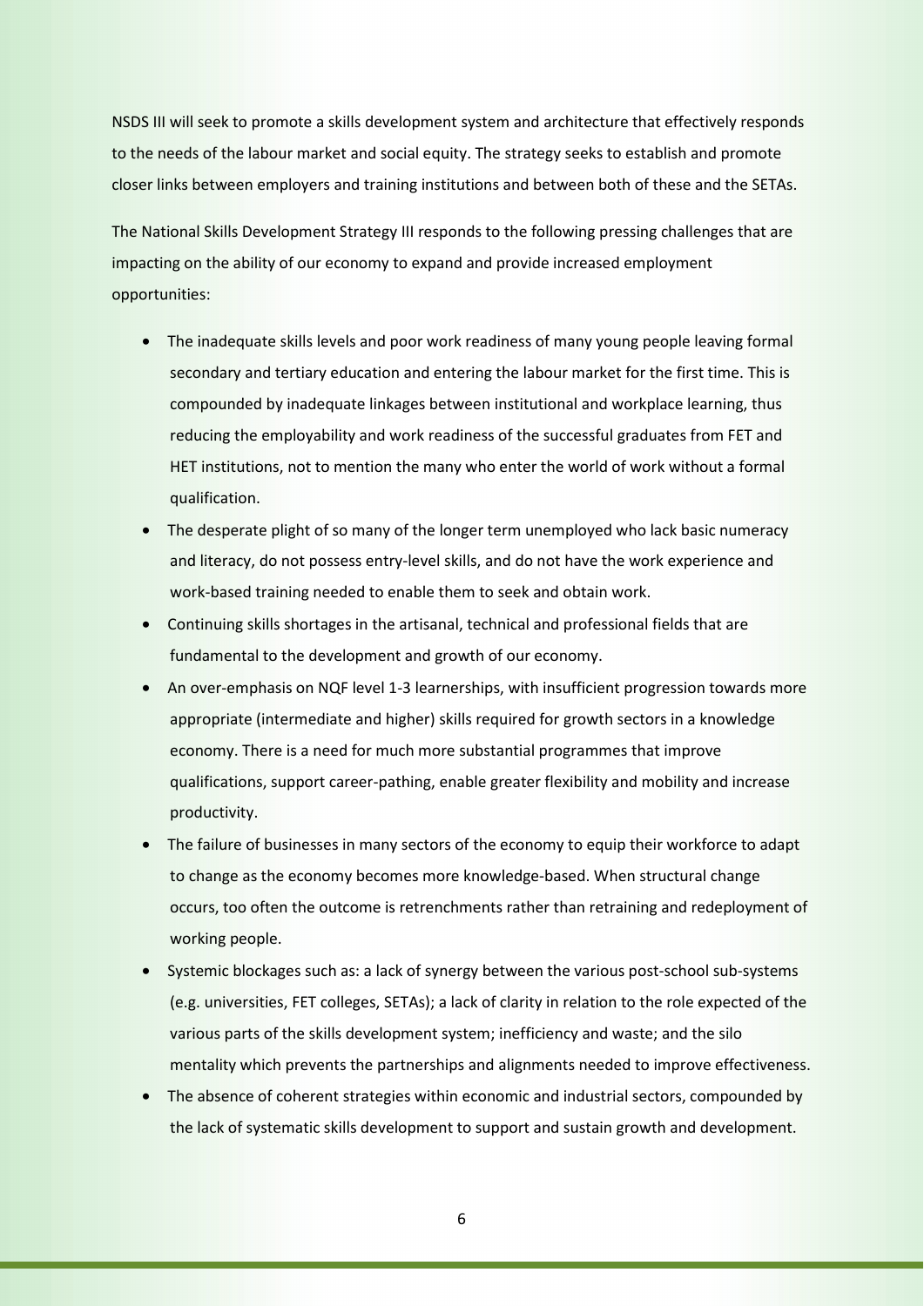NSDS III will seek to promote a skills development system and architecture that effectively responds to the needs of the labour market and social equity. The strategy seeks to establish and promote closer links between employers and training institutions and between both of these and the SETAs.

The National Skills Development Strategy III responds to the following pressing challenges that are impacting on the ability of our economy to expand and provide increased employment opportunities:

- The inadequate skills levels and poor work readiness of many young people leaving formal secondary and tertiary education and entering the labour market for the first time. This is compounded by inadequate linkages between institutional and workplace learning, thus reducing the employability and work readiness of the successful graduates from FET and HET institutions, not to mention the many who enter the world of work without a formal qualification.
- The desperate plight of so many of the longer term unemployed who lack basic numeracy and literacy, do not possess entry-level skills, and do not have the work experience and work-based training needed to enable them to seek and obtain work.
- Continuing skills shortages in the artisanal, technical and professional fields that are fundamental to the development and growth of our economy.
- An over-emphasis on NQF level 1-3 learnerships, with insufficient progression towards more appropriate (intermediate and higher) skills required for growth sectors in a knowledge economy. There is a need for much more substantial programmes that improve qualifications, support career-pathing, enable greater flexibility and mobility and increase productivity.
- The failure of businesses in many sectors of the economy to equip their workforce to adapt to change as the economy becomes more knowledge-based. When structural change occurs, too often the outcome is retrenchments rather than retraining and redeployment of working people.
- Systemic blockages such as: a lack of synergy between the various post-school sub-systems (e.g. universities, FET colleges, SETAs); a lack of clarity in relation to the role expected of the various parts of the skills development system; inefficiency and waste; and the silo mentality which prevents the partnerships and alignments needed to improve effectiveness.
- The absence of coherent strategies within economic and industrial sectors, compounded by the lack of systematic skills development to support and sustain growth and development.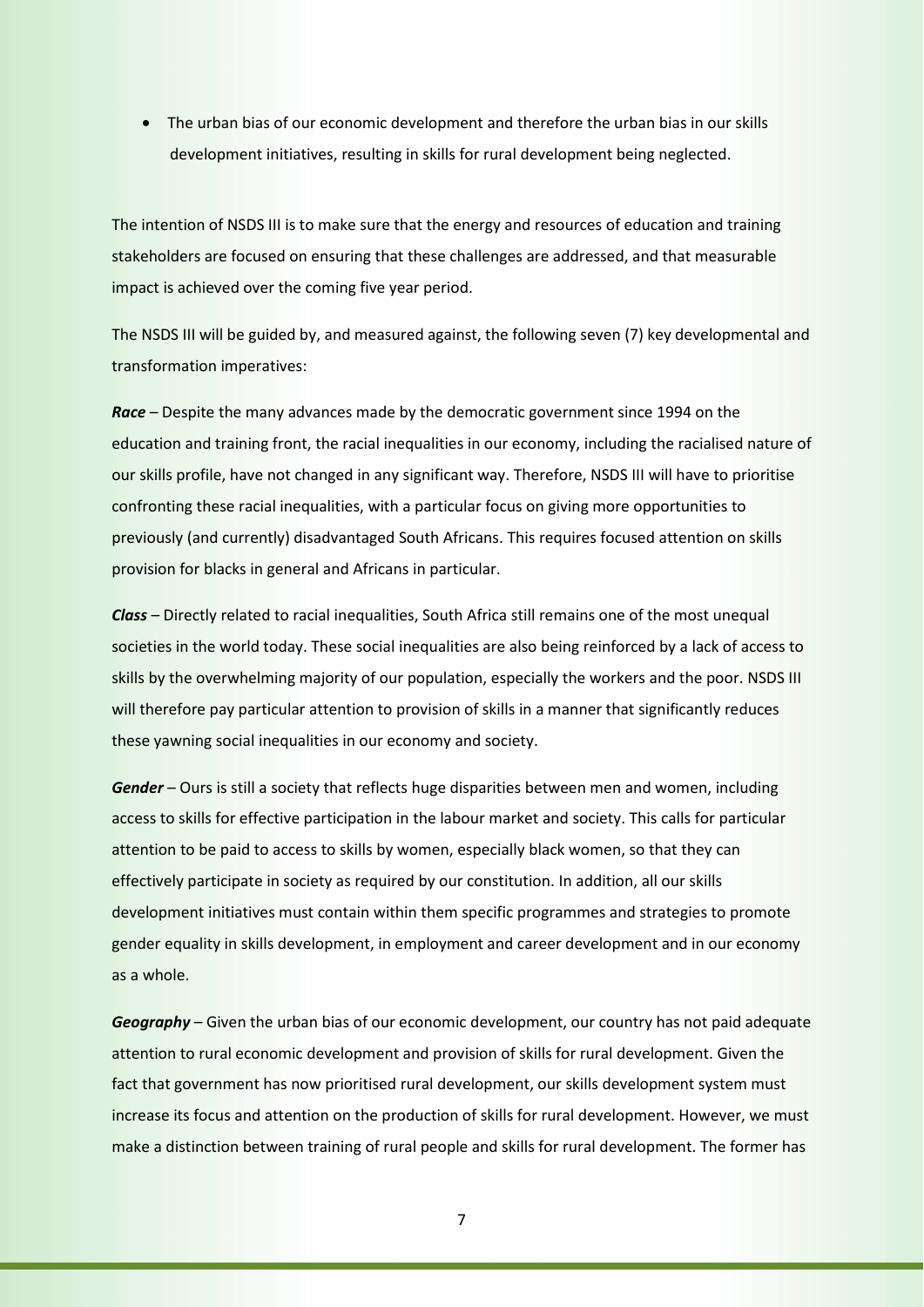- The urban bias of our economic development and therefore the urban bias in our skills development initiatives, resulting in skills for rural development being neglected.

The intention of NSDS III is to make sure that the energy and resources of education and training stakeholders are focused on ensuring that these challenges are addressed, and that measurable impact is achieved over the coming five year period.

The NSDS III will be guided by, and measured against, the following seven (7) key developmental and transformation imperatives:

***Race*** – Despite the many advances made by the democratic government since 1994 on the education and training front, the racial inequalities in our economy, including the racialised nature of our skills profile, have not changed in any significant way. Therefore, NSDS III will have to prioritise confronting these racial inequalities, with a particular focus on giving more opportunities to previously (and currently) disadvantaged South Africans. This requires focused attention on skills provision for blacks in general and Africans in particular.

***Class*** – Directly related to racial inequalities, South Africa still remains one of the most unequal societies in the world today. These social inequalities are also being reinforced by a lack of access to skills by the overwhelming majority of our population, especially the workers and the poor. NSDS III will therefore pay particular attention to provision of skills in a manner that significantly reduces these yawning social inequalities in our economy and society.

***Gender*** – Ours is still a society that reflects huge disparities between men and women, including access to skills for effective participation in the labour market and society. This calls for particular attention to be paid to access to skills by women, especially black women, so that they can effectively participate in society as required by our constitution. In addition, all our skills development initiatives must contain within them specific programmes and strategies to promote gender equality in skills development, in employment and career development and in our economy as a whole.

***Geography*** – Given the urban bias of our economic development, our country has not paid adequate attention to rural economic development and provision of skills for rural development. Given the fact that government has now prioritised rural development, our skills development system must increase its focus and attention on the production of skills for rural development. However, we must make a distinction between training of rural people and skills for rural development. The former has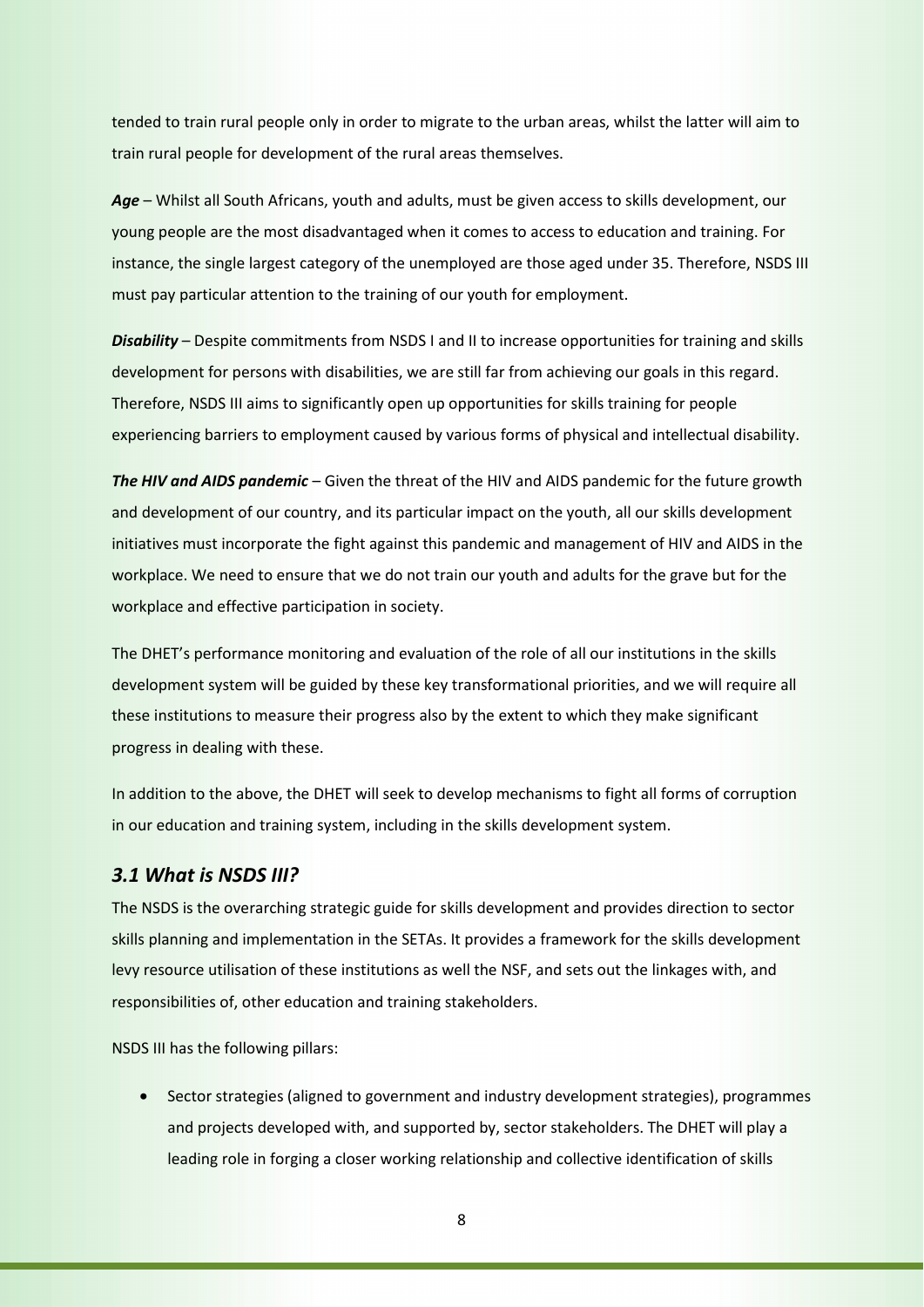tended to train rural people only in order to migrate to the urban areas, whilst the latter will aim to train rural people for development of the rural areas themselves.

***Age*** – Whilst all South Africans, youth and adults, must be given access to skills development, our young people are the most disadvantaged when it comes to access to education and training. For instance, the single largest category of the unemployed are those aged under 35. Therefore, NSDS III must pay particular attention to the training of our youth for employment.

***Disability*** – Despite commitments from NSDS I and II to increase opportunities for training and skills development for persons with disabilities, we are still far from achieving our goals in this regard. Therefore, NSDS III aims to significantly open up opportunities for skills training for people experiencing barriers to employment caused by various forms of physical and intellectual disability.

***The HIV and AIDS pandemic*** – Given the threat of the HIV and AIDS pandemic for the future growth and development of our country, and its particular impact on the youth, all our skills development initiatives must incorporate the fight against this pandemic and management of HIV and AIDS in the workplace. We need to ensure that we do not train our youth and adults for the grave but for the workplace and effective participation in society.

The DHET's performance monitoring and evaluation of the role of all our institutions in the skills development system will be guided by these key transformational priorities, and we will require all these institutions to measure their progress also by the extent to which they make significant progress in dealing with these.

In addition to the above, the DHET will seek to develop mechanisms to fight all forms of corruption in our education and training system, including in the skills development system.

## *3.1 What is NSDS III?*

The NSDS is the overarching strategic guide for skills development and provides direction to sector skills planning and implementation in the SETAs. It provides a framework for the skills development levy resource utilisation of these institutions as well the NSF, and sets out the linkages with, and responsibilities of, other education and training stakeholders.

NSDS III has the following pillars:

- Sector strategies (aligned to government and industry development strategies), programmes and projects developed with, and supported by, sector stakeholders. The DHET will play a leading role in forging a closer working relationship and collective identification of skills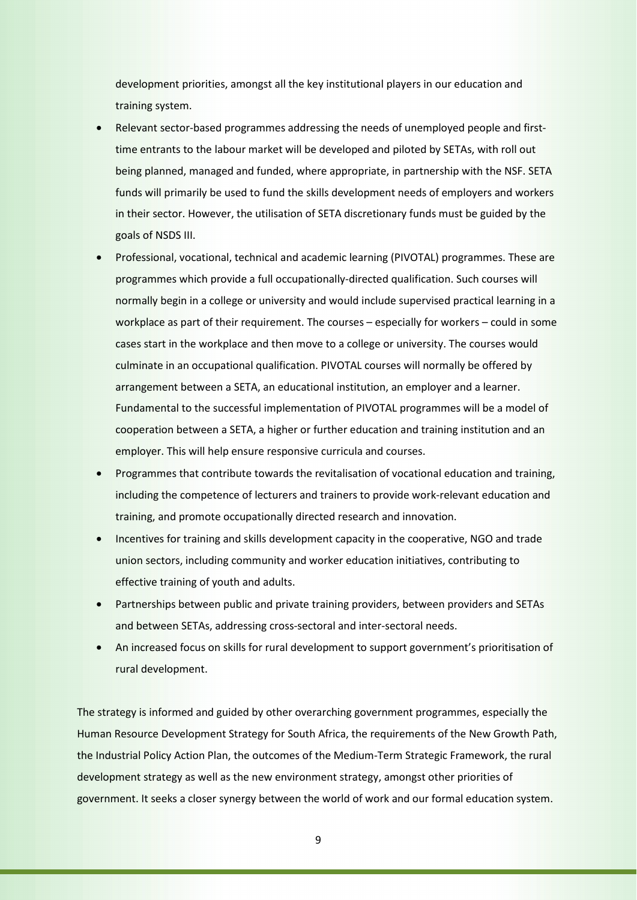development priorities, amongst all the key institutional players in our education and training system.

- Relevant sector-based programmes addressing the needs of unemployed people and first-time entrants to the labour market will be developed and piloted by SETAs, with roll out being planned, managed and funded, where appropriate, in partnership with the NSF. SETA funds will primarily be used to fund the skills development needs of employers and workers in their sector. However, the utilisation of SETA discretionary funds must be guided by the goals of NSDS III.
- Professional, vocational, technical and academic learning (PIVOTAL) programmes. These are programmes which provide a full occupationally-directed qualification. Such courses will normally begin in a college or university and would include supervised practical learning in a workplace as part of their requirement. The courses – especially for workers – could in some cases start in the workplace and then move to a college or university. The courses would culminate in an occupational qualification. PIVOTAL courses will normally be offered by arrangement between a SETA, an educational institution, an employer and a learner. Fundamental to the successful implementation of PIVOTAL programmes will be a model of cooperation between a SETA, a higher or further education and training institution and an employer. This will help ensure responsive curricula and courses.
- Programmes that contribute towards the revitalisation of vocational education and training, including the competence of lecturers and trainers to provide work-relevant education and training, and promote occupationally directed research and innovation.
- Incentives for training and skills development capacity in the cooperative, NGO and trade union sectors, including community and worker education initiatives, contributing to effective training of youth and adults.
- Partnerships between public and private training providers, between providers and SETAs and between SETAs, addressing cross-sectoral and inter-sectoral needs.
- An increased focus on skills for rural development to support government's prioritisation of rural development.

The strategy is informed and guided by other overarching government programmes, especially the Human Resource Development Strategy for South Africa, the requirements of the New Growth Path, the Industrial Policy Action Plan, the outcomes of the Medium-Term Strategic Framework, the rural development strategy as well as the new environment strategy, amongst other priorities of government. It seeks a closer synergy between the world of work and our formal education system.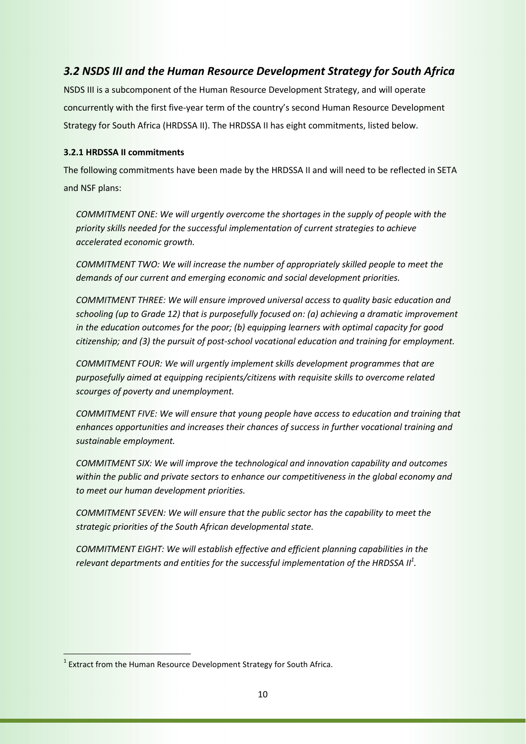## *3.2 NSDS III and the Human Resource Development Strategy for South Africa*

NSDS III is a subcomponent of the Human Resource Development Strategy, and will operate concurrently with the first five-year term of the country's second Human Resource Development Strategy for South Africa (HRDSSA II). The HRDSSA II has eight commitments, listed below.

### 3.2.1 HRDSSA II commitments

The following commitments have been made by the HRDSSA II and will need to be reflected in SETA and NSF plans:

> *COMMITMENT ONE: We will urgently overcome the shortages in the supply of people with the priority skills needed for the successful implementation of current strategies to achieve accelerated economic growth.*
>
> *COMMITMENT TWO: We will increase the number of appropriately skilled people to meet the demands of our current and emerging economic and social development priorities.*
>
> *COMMITMENT THREE: We will ensure improved universal access to quality basic education and schooling (up to Grade 12) that is purposefully focused on: (a) achieving a dramatic improvement in the education outcomes for the poor; (b) equipping learners with optimal capacity for good citizenship; and (3) the pursuit of post-school vocational education and training for employment.*
>
> *COMMITMENT FOUR: We will urgently implement skills development programmes that are purposefully aimed at equipping recipients/citizens with requisite skills to overcome related scourges of poverty and unemployment.*
>
> *COMMITMENT FIVE: We will ensure that young people have access to education and training that enhances opportunities and increases their chances of success in further vocational training and sustainable employment.*
>
> *COMMITMENT SIX: We will improve the technological and innovation capability and outcomes within the public and private sectors to enhance our competitiveness in the global economy and to meet our human development priorities.*
>
> *COMMITMENT SEVEN: We will ensure that the public sector has the capability to meet the strategic priorities of the South African developmental state.*
>
> *COMMITMENT EIGHT: We will establish effective and efficient planning capabilities in the relevant departments and entities for the successful implementation of the HRDSSA II*[1]*.*

[1] Extract from the Human Resource Development Strategy for South Africa.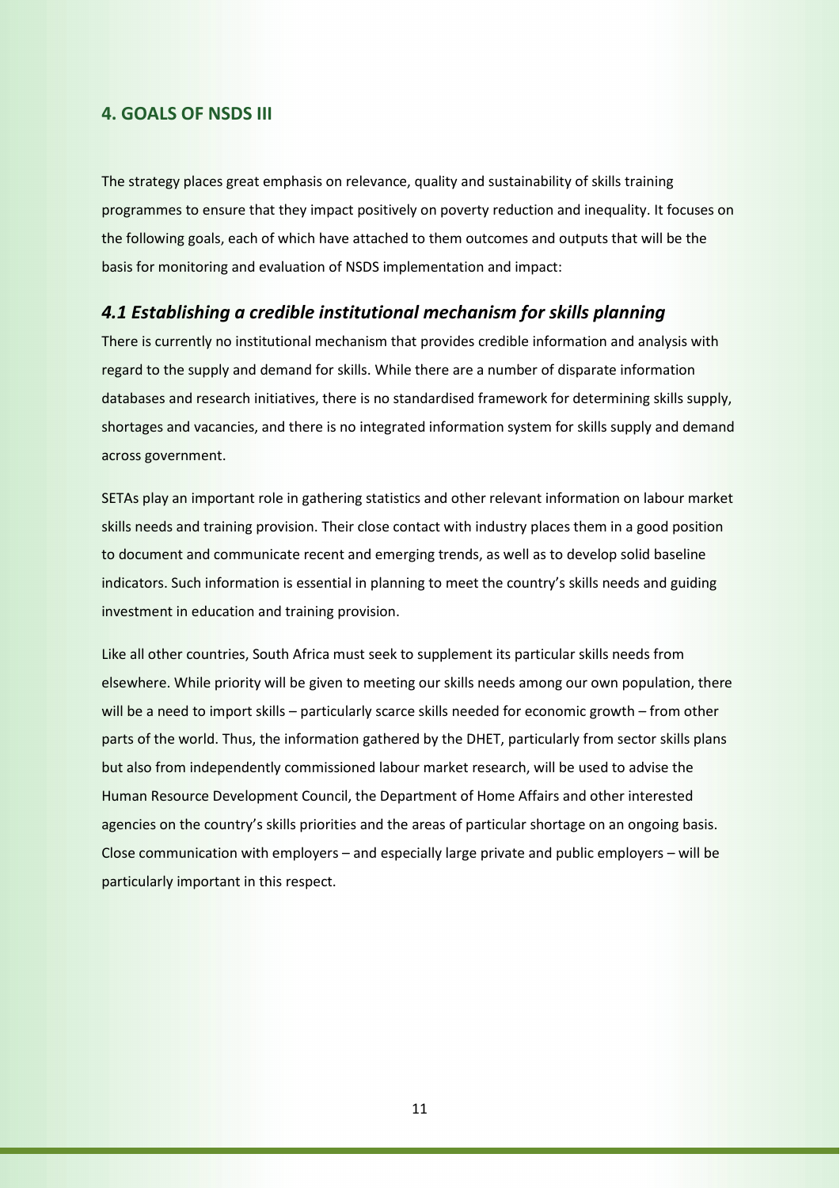## 4. GOALS OF NSDS III

The strategy places great emphasis on relevance, quality and sustainability of skills training programmes to ensure that they impact positively on poverty reduction and inequality. It focuses on the following goals, each of which have attached to them outcomes and outputs that will be the basis for monitoring and evaluation of NSDS implementation and impact:

### *4.1 Establishing a credible institutional mechanism for skills planning*

There is currently no institutional mechanism that provides credible information and analysis with regard to the supply and demand for skills. While there are a number of disparate information databases and research initiatives, there is no standardised framework for determining skills supply, shortages and vacancies, and there is no integrated information system for skills supply and demand across government.

SETAs play an important role in gathering statistics and other relevant information on labour market skills needs and training provision. Their close contact with industry places them in a good position to document and communicate recent and emerging trends, as well as to develop solid baseline indicators. Such information is essential in planning to meet the country's skills needs and guiding investment in education and training provision.

Like all other countries, South Africa must seek to supplement its particular skills needs from elsewhere. While priority will be given to meeting our skills needs among our own population, there will be a need to import skills – particularly scarce skills needed for economic growth – from other parts of the world. Thus, the information gathered by the DHET, particularly from sector skills plans but also from independently commissioned labour market research, will be used to advise the Human Resource Development Council, the Department of Home Affairs and other interested agencies on the country's skills priorities and the areas of particular shortage on an ongoing basis. Close communication with employers – and especially large private and public employers – will be particularly important in this respect.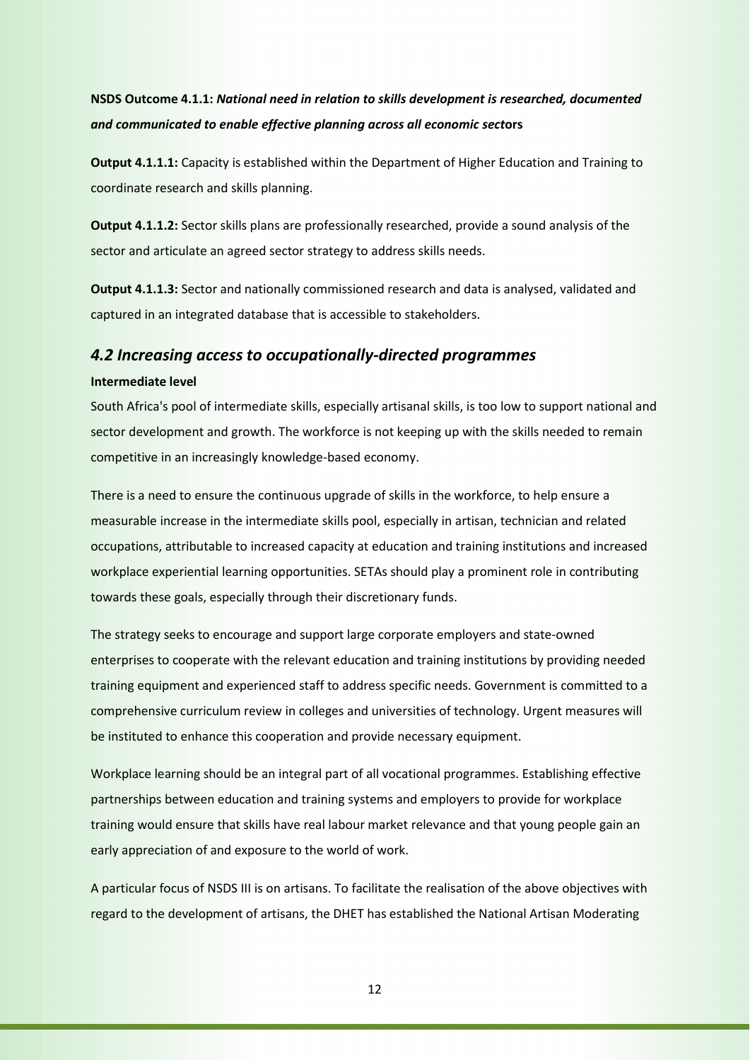**NSDS Outcome 4.1.1:** ***National need in relation to skills development is researched, documented and communicated to enable effective planning across all economic sectors***

**Output 4.1.1.1:** Capacity is established within the Department of Higher Education and Training to coordinate research and skills planning.

**Output 4.1.1.2:** Sector skills plans are professionally researched, provide a sound analysis of the sector and articulate an agreed sector strategy to address skills needs.

**Output 4.1.1.3:** Sector and nationally commissioned research and data is analysed, validated and captured in an integrated database that is accessible to stakeholders.

## *4.2 Increasing access to occupationally-directed programmes*

**Intermediate level**

South Africa's pool of intermediate skills, especially artisanal skills, is too low to support national and sector development and growth. The workforce is not keeping up with the skills needed to remain competitive in an increasingly knowledge-based economy.

There is a need to ensure the continuous upgrade of skills in the workforce, to help ensure a measurable increase in the intermediate skills pool, especially in artisan, technician and related occupations, attributable to increased capacity at education and training institutions and increased workplace experiential learning opportunities. SETAs should play a prominent role in contributing towards these goals, especially through their discretionary funds.

The strategy seeks to encourage and support large corporate employers and state-owned enterprises to cooperate with the relevant education and training institutions by providing needed training equipment and experienced staff to address specific needs. Government is committed to a comprehensive curriculum review in colleges and universities of technology. Urgent measures will be instituted to enhance this cooperation and provide necessary equipment.

Workplace learning should be an integral part of all vocational programmes. Establishing effective partnerships between education and training systems and employers to provide for workplace training would ensure that skills have real labour market relevance and that young people gain an early appreciation of and exposure to the world of work.

A particular focus of NSDS III is on artisans. To facilitate the realisation of the above objectives with regard to the development of artisans, the DHET has established the National Artisan Moderating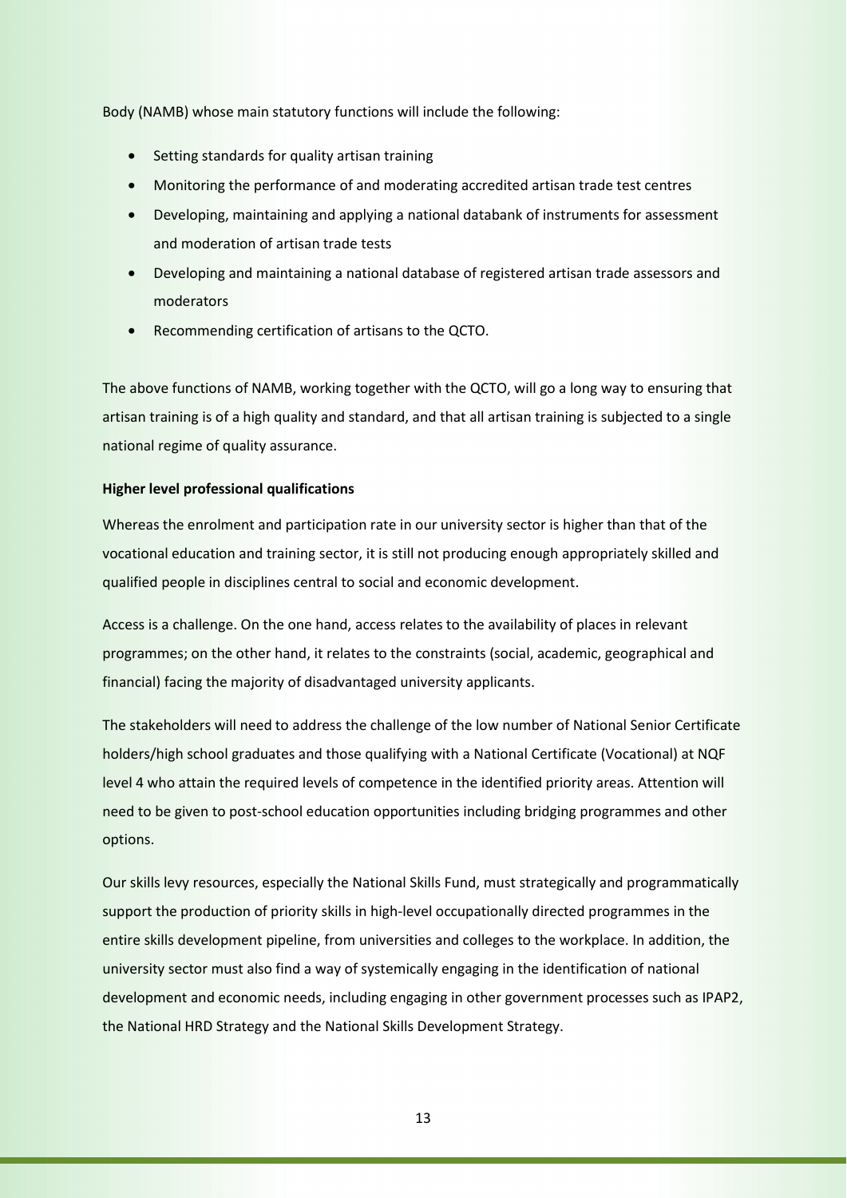Body (NAMB) whose main statutory functions will include the following:

- Setting standards for quality artisan training
- Monitoring the performance of and moderating accredited artisan trade test centres
- Developing, maintaining and applying a national databank of instruments for assessment and moderation of artisan trade tests
- Developing and maintaining a national database of registered artisan trade assessors and moderators
- Recommending certification of artisans to the QCTO.

The above functions of NAMB, working together with the QCTO, will go a long way to ensuring that artisan training is of a high quality and standard, and that all artisan training is subjected to a single national regime of quality assurance.

**Higher level professional qualifications**

Whereas the enrolment and participation rate in our university sector is higher than that of the vocational education and training sector, it is still not producing enough appropriately skilled and qualified people in disciplines central to social and economic development.

Access is a challenge. On the one hand, access relates to the availability of places in relevant programmes; on the other hand, it relates to the constraints (social, academic, geographical and financial) facing the majority of disadvantaged university applicants.

The stakeholders will need to address the challenge of the low number of National Senior Certificate holders/high school graduates and those qualifying with a National Certificate (Vocational) at NQF level 4 who attain the required levels of competence in the identified priority areas. Attention will need to be given to post-school education opportunities including bridging programmes and other options.

Our skills levy resources, especially the National Skills Fund, must strategically and programmatically support the production of priority skills in high-level occupationally directed programmes in the entire skills development pipeline, from universities and colleges to the workplace. In addition, the university sector must also find a way of systemically engaging in the identification of national development and economic needs, including engaging in other government processes such as IPAP2, the National HRD Strategy and the National Skills Development Strategy.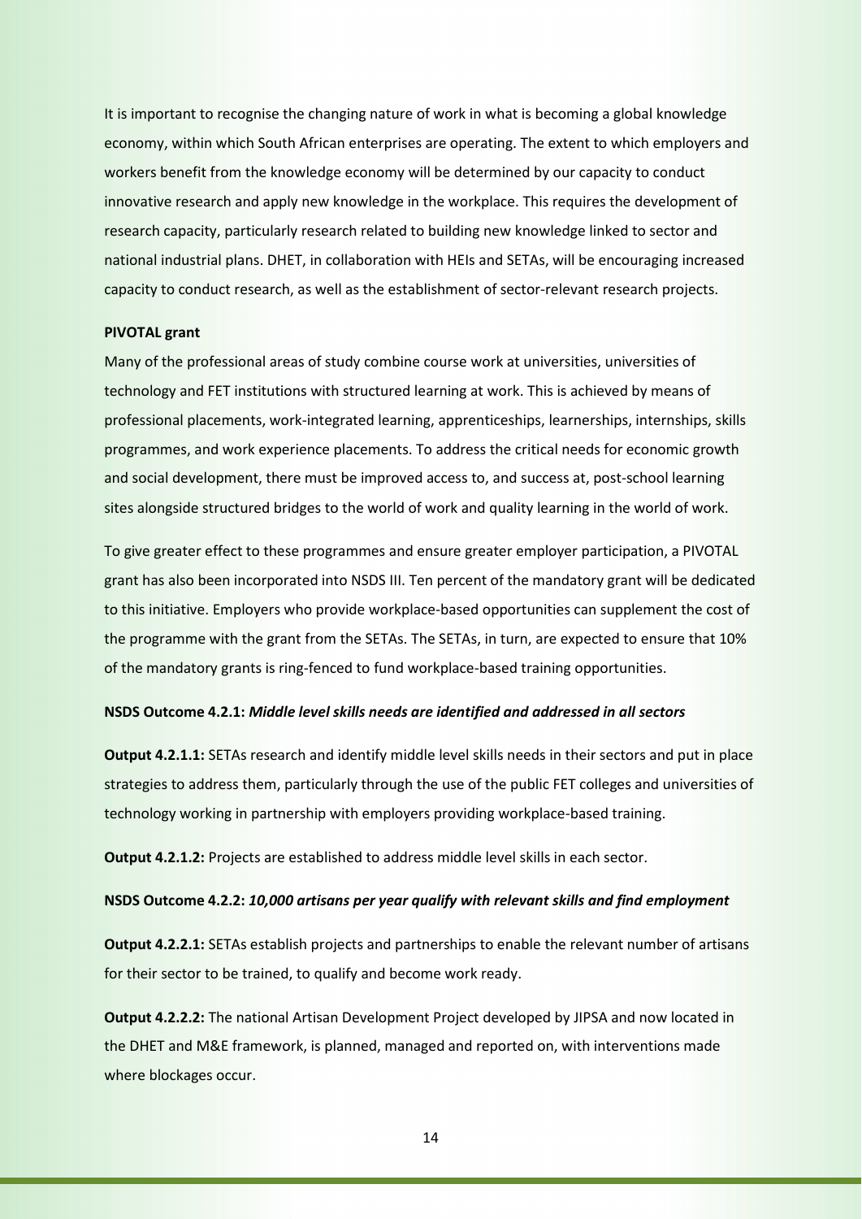It is important to recognise the changing nature of work in what is becoming a global knowledge economy, within which South African enterprises are operating. The extent to which employers and workers benefit from the knowledge economy will be determined by our capacity to conduct innovative research and apply new knowledge in the workplace. This requires the development of research capacity, particularly research related to building new knowledge linked to sector and national industrial plans. DHET, in collaboration with HEIs and SETAs, will be encouraging increased capacity to conduct research, as well as the establishment of sector-relevant research projects.

**PIVOTAL grant**

Many of the professional areas of study combine course work at universities, universities of technology and FET institutions with structured learning at work. This is achieved by means of professional placements, work-integrated learning, apprenticeships, learnerships, internships, skills programmes, and work experience placements. To address the critical needs for economic growth and social development, there must be improved access to, and success at, post-school learning sites alongside structured bridges to the world of work and quality learning in the world of work.

To give greater effect to these programmes and ensure greater employer participation, a PIVOTAL grant has also been incorporated into NSDS III. Ten percent of the mandatory grant will be dedicated to this initiative. Employers who provide workplace-based opportunities can supplement the cost of the programme with the grant from the SETAs. The SETAs, in turn, are expected to ensure that 10% of the mandatory grants is ring-fenced to fund workplace-based training opportunities.

**NSDS Outcome 4.2.1:** ***Middle level skills needs are identified and addressed in all sectors***

**Output 4.2.1.1:** SETAs research and identify middle level skills needs in their sectors and put in place strategies to address them, particularly through the use of the public FET colleges and universities of technology working in partnership with employers providing workplace-based training.

**Output 4.2.1.2:** Projects are established to address middle level skills in each sector.

**NSDS Outcome 4.2.2:** ***10,000 artisans per year qualify with relevant skills and find employment***

**Output 4.2.2.1:** SETAs establish projects and partnerships to enable the relevant number of artisans for their sector to be trained, to qualify and become work ready.

**Output 4.2.2.2:** The national Artisan Development Project developed by JIPSA and now located in the DHET and M&E framework, is planned, managed and reported on, with interventions made where blockages occur.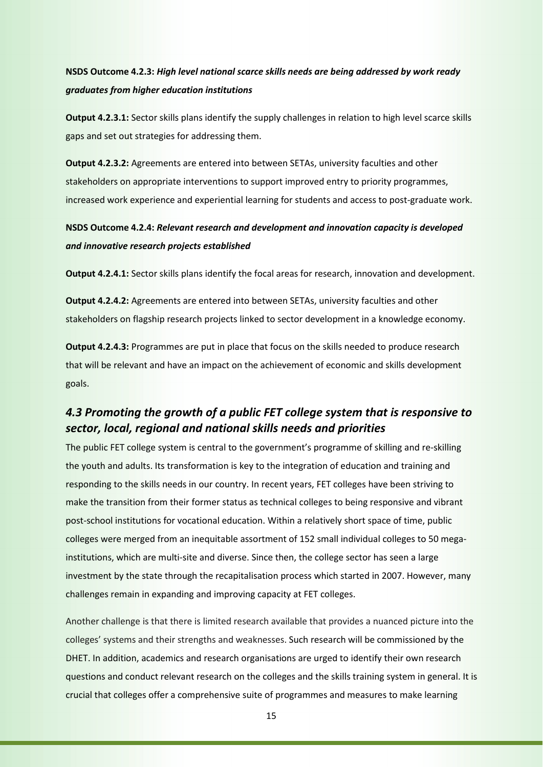**NSDS Outcome 4.2.3:** ***High level national scarce skills needs are being addressed by work ready graduates from higher education institutions***

**Output 4.2.3.1:** Sector skills plans identify the supply challenges in relation to high level scarce skills gaps and set out strategies for addressing them.

**Output 4.2.3.2:** Agreements are entered into between SETAs, university faculties and other stakeholders on appropriate interventions to support improved entry to priority programmes, increased work experience and experiential learning for students and access to post-graduate work.

**NSDS Outcome 4.2.4:** ***Relevant research and development and innovation capacity is developed and innovative research projects established***

**Output 4.2.4.1:** Sector skills plans identify the focal areas for research, innovation and development.

**Output 4.2.4.2:** Agreements are entered into between SETAs, university faculties and other stakeholders on flagship research projects linked to sector development in a knowledge economy.

**Output 4.2.4.3:** Programmes are put in place that focus on the skills needed to produce research that will be relevant and have an impact on the achievement of economic and skills development goals.

## *4.3 Promoting the growth of a public FET college system that is responsive to sector, local, regional and national skills needs and priorities*

The public FET college system is central to the government's programme of skilling and re-skilling the youth and adults. Its transformation is key to the integration of education and training and responding to the skills needs in our country. In recent years, FET colleges have been striving to make the transition from their former status as technical colleges to being responsive and vibrant post-school institutions for vocational education. Within a relatively short space of time, public colleges were merged from an inequitable assortment of 152 small individual colleges to 50 mega-institutions, which are multi-site and diverse. Since then, the college sector has seen a large investment by the state through the recapitalisation process which started in 2007. However, many challenges remain in expanding and improving capacity at FET colleges.

Another challenge is that there is limited research available that provides a nuanced picture into the colleges' systems and their strengths and weaknesses. Such research will be commissioned by the DHET. In addition, academics and research organisations are urged to identify their own research questions and conduct relevant research on the colleges and the skills training system in general. It is crucial that colleges offer a comprehensive suite of programmes and measures to make learning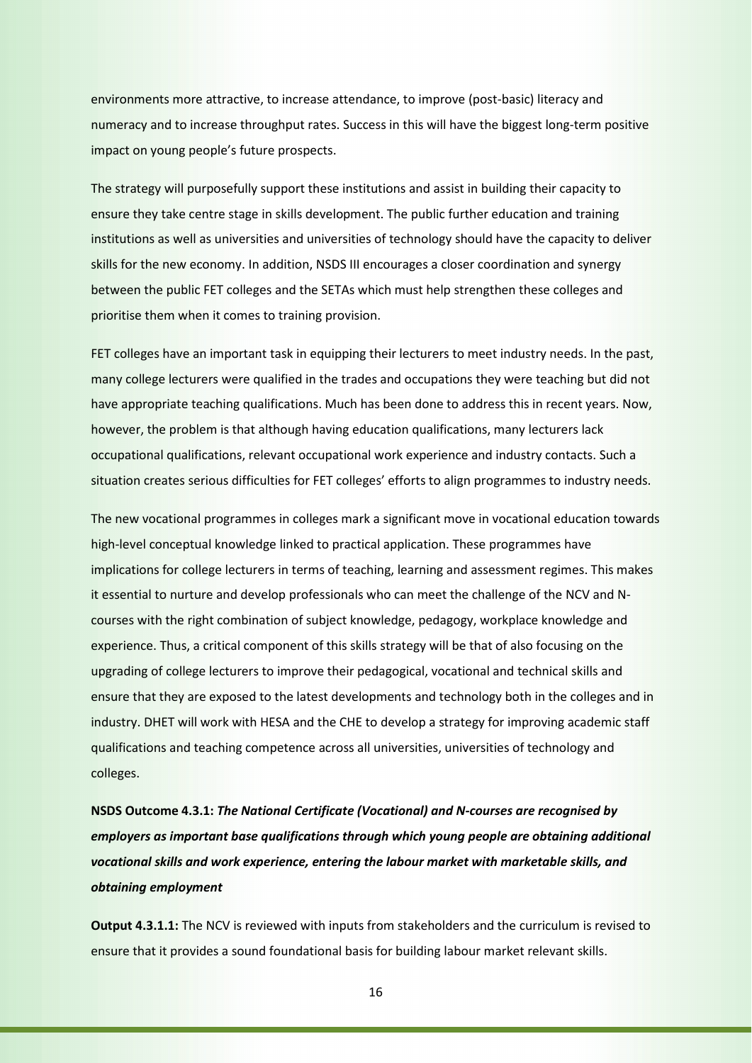environments more attractive, to increase attendance, to improve (post-basic) literacy and numeracy and to increase throughput rates. Success in this will have the biggest long-term positive impact on young people's future prospects.

The strategy will purposefully support these institutions and assist in building their capacity to ensure they take centre stage in skills development. The public further education and training institutions as well as universities and universities of technology should have the capacity to deliver skills for the new economy. In addition, NSDS III encourages a closer coordination and synergy between the public FET colleges and the SETAs which must help strengthen these colleges and prioritise them when it comes to training provision.

FET colleges have an important task in equipping their lecturers to meet industry needs. In the past, many college lecturers were qualified in the trades and occupations they were teaching but did not have appropriate teaching qualifications. Much has been done to address this in recent years. Now, however, the problem is that although having education qualifications, many lecturers lack occupational qualifications, relevant occupational work experience and industry contacts. Such a situation creates serious difficulties for FET colleges' efforts to align programmes to industry needs.

The new vocational programmes in colleges mark a significant move in vocational education towards high-level conceptual knowledge linked to practical application. These programmes have implications for college lecturers in terms of teaching, learning and assessment regimes. This makes it essential to nurture and develop professionals who can meet the challenge of the NCV and N-courses with the right combination of subject knowledge, pedagogy, workplace knowledge and experience. Thus, a critical component of this skills strategy will be that of also focusing on the upgrading of college lecturers to improve their pedagogical, vocational and technical skills and ensure that they are exposed to the latest developments and technology both in the colleges and in industry. DHET will work with HESA and the CHE to develop a strategy for improving academic staff qualifications and teaching competence across all universities, universities of technology and colleges.

**NSDS Outcome 4.3.1:** ***The National Certificate (Vocational) and N-courses are recognised by employers as important base qualifications through which young people are obtaining additional vocational skills and work experience, entering the labour market with marketable skills, and obtaining employment***

**Output 4.3.1.1:** The NCV is reviewed with inputs from stakeholders and the curriculum is revised to ensure that it provides a sound foundational basis for building labour market relevant skills.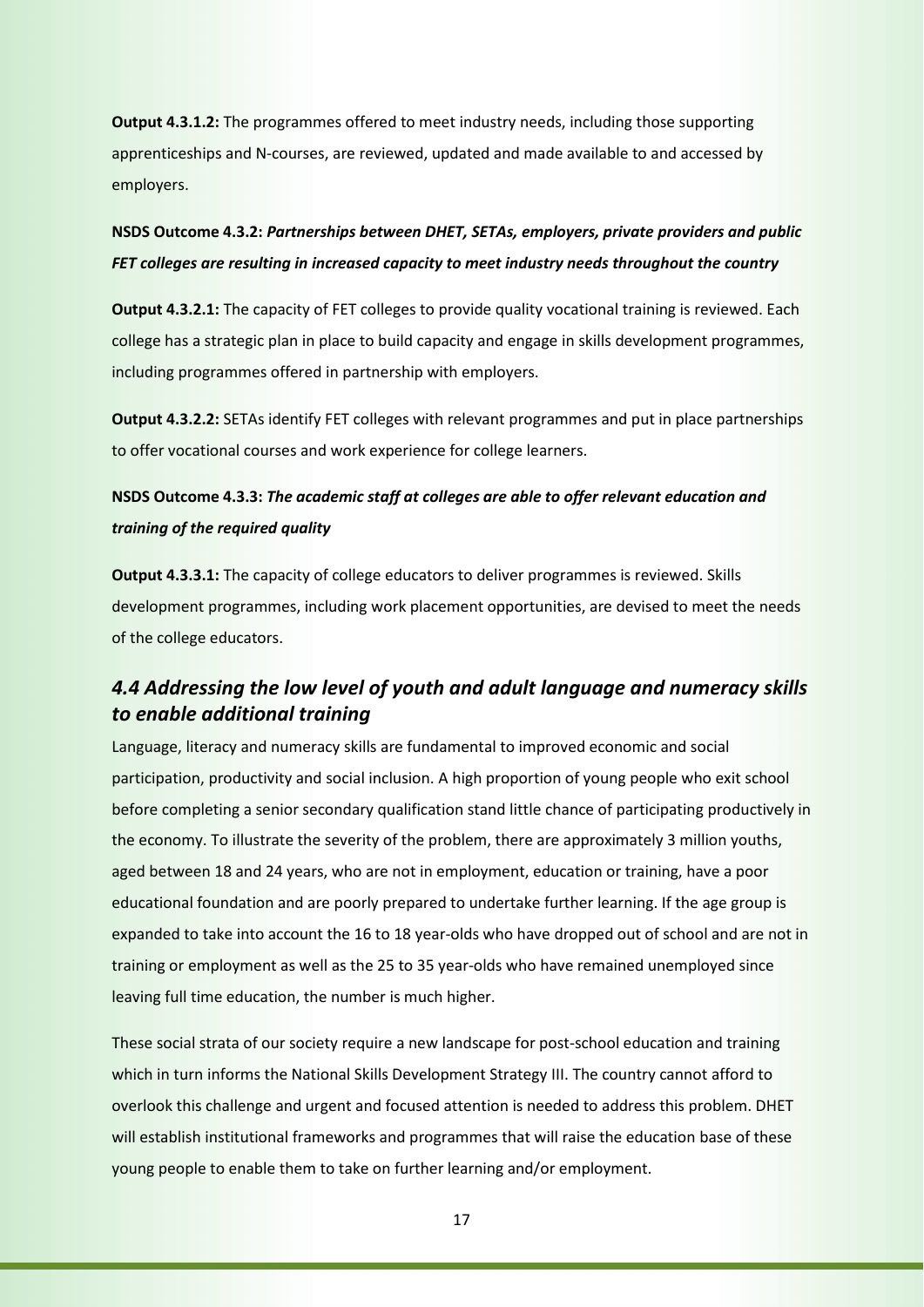**Output 4.3.1.2:** The programmes offered to meet industry needs, including those supporting apprenticeships and N-courses, are reviewed, updated and made available to and accessed by employers.

**NSDS Outcome 4.3.2:** ***Partnerships between DHET, SETAs, employers, private providers and public FET colleges are resulting in increased capacity to meet industry needs throughout the country***

**Output 4.3.2.1:** The capacity of FET colleges to provide quality vocational training is reviewed. Each college has a strategic plan in place to build capacity and engage in skills development programmes, including programmes offered in partnership with employers.

**Output 4.3.2.2:** SETAs identify FET colleges with relevant programmes and put in place partnerships to offer vocational courses and work experience for college learners.

**NSDS Outcome 4.3.3:** ***The academic staff at colleges are able to offer relevant education and training of the required quality***

**Output 4.3.3.1:** The capacity of college educators to deliver programmes is reviewed. Skills development programmes, including work placement opportunities, are devised to meet the needs of the college educators.

## *4.4 Addressing the low level of youth and adult language and numeracy skills to enable additional training*

Language, literacy and numeracy skills are fundamental to improved economic and social participation, productivity and social inclusion. A high proportion of young people who exit school before completing a senior secondary qualification stand little chance of participating productively in the economy. To illustrate the severity of the problem, there are approximately 3 million youths, aged between 18 and 24 years, who are not in employment, education or training, have a poor educational foundation and are poorly prepared to undertake further learning. If the age group is expanded to take into account the 16 to 18 year-olds who have dropped out of school and are not in training or employment as well as the 25 to 35 year-olds who have remained unemployed since leaving full time education, the number is much higher.

These social strata of our society require a new landscape for post-school education and training which in turn informs the National Skills Development Strategy III. The country cannot afford to overlook this challenge and urgent and focused attention is needed to address this problem. DHET will establish institutional frameworks and programmes that will raise the education base of these young people to enable them to take on further learning and/or employment.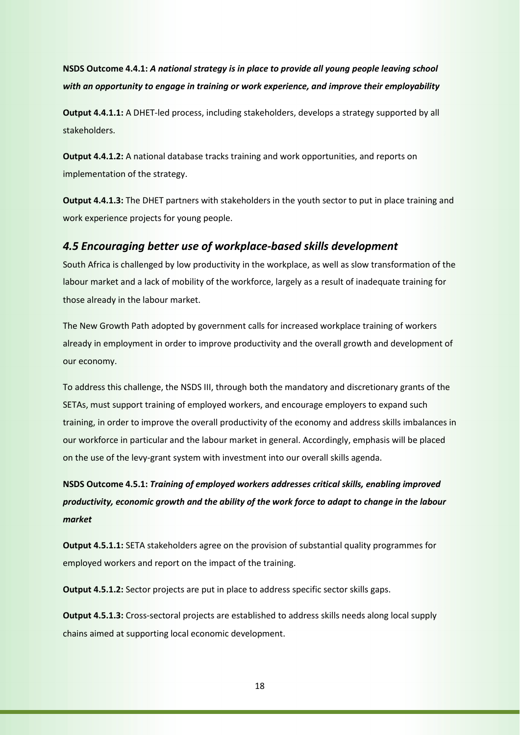**NSDS Outcome 4.4.1:** ***A national strategy is in place to provide all young people leaving school with an opportunity to engage in training or work experience, and improve their employability***

**Output 4.4.1.1:** A DHET-led process, including stakeholders, develops a strategy supported by all stakeholders.

**Output 4.4.1.2:** A national database tracks training and work opportunities, and reports on implementation of the strategy.

**Output 4.4.1.3:** The DHET partners with stakeholders in the youth sector to put in place training and work experience projects for young people.

## *4.5 Encouraging better use of workplace-based skills development*

South Africa is challenged by low productivity in the workplace, as well as slow transformation of the labour market and a lack of mobility of the workforce, largely as a result of inadequate training for those already in the labour market.

The New Growth Path adopted by government calls for increased workplace training of workers already in employment in order to improve productivity and the overall growth and development of our economy.

To address this challenge, the NSDS III, through both the mandatory and discretionary grants of the SETAs, must support training of employed workers, and encourage employers to expand such training, in order to improve the overall productivity of the economy and address skills imbalances in our workforce in particular and the labour market in general. Accordingly, emphasis will be placed on the use of the levy-grant system with investment into our overall skills agenda.

**NSDS Outcome 4.5.1:** ***Training of employed workers addresses critical skills, enabling improved productivity, economic growth and the ability of the work force to adapt to change in the labour market***

**Output 4.5.1.1:** SETA stakeholders agree on the provision of substantial quality programmes for employed workers and report on the impact of the training.

**Output 4.5.1.2:** Sector projects are put in place to address specific sector skills gaps.

**Output 4.5.1.3:** Cross-sectoral projects are established to address skills needs along local supply chains aimed at supporting local economic development.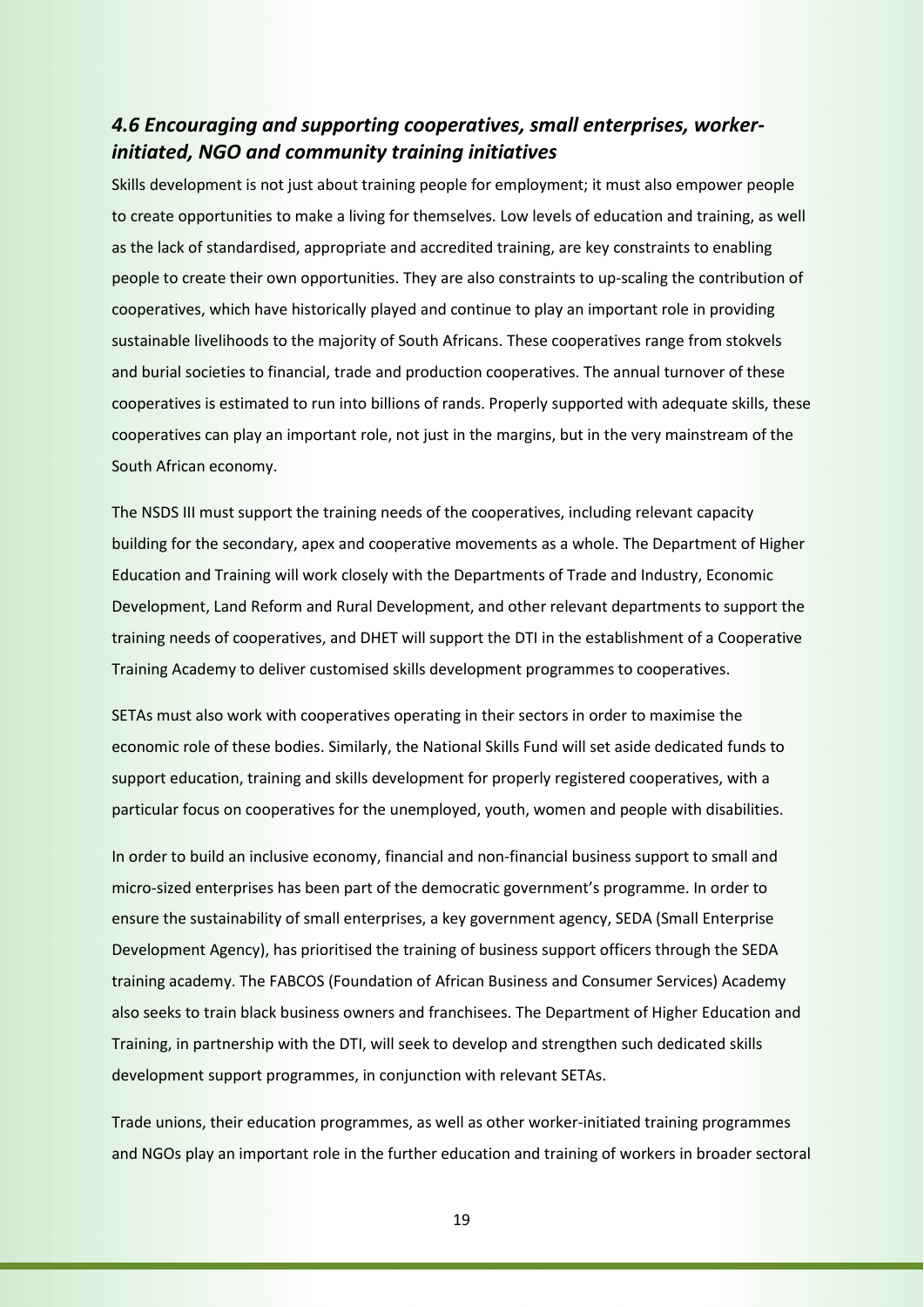### *4.6 Encouraging and supporting cooperatives, small enterprises, worker-initiated, NGO and community training initiatives*

Skills development is not just about training people for employment; it must also empower people to create opportunities to make a living for themselves. Low levels of education and training, as well as the lack of standardised, appropriate and accredited training, are key constraints to enabling people to create their own opportunities. They are also constraints to up-scaling the contribution of cooperatives, which have historically played and continue to play an important role in providing sustainable livelihoods to the majority of South Africans. These cooperatives range from stokvels and burial societies to financial, trade and production cooperatives. The annual turnover of these cooperatives is estimated to run into billions of rands. Properly supported with adequate skills, these cooperatives can play an important role, not just in the margins, but in the very mainstream of the South African economy.

The NSDS III must support the training needs of the cooperatives, including relevant capacity building for the secondary, apex and cooperative movements as a whole. The Department of Higher Education and Training will work closely with the Departments of Trade and Industry, Economic Development, Land Reform and Rural Development, and other relevant departments to support the training needs of cooperatives, and DHET will support the DTI in the establishment of a Cooperative Training Academy to deliver customised skills development programmes to cooperatives.

SETAs must also work with cooperatives operating in their sectors in order to maximise the economic role of these bodies. Similarly, the National Skills Fund will set aside dedicated funds to support education, training and skills development for properly registered cooperatives, with a particular focus on cooperatives for the unemployed, youth, women and people with disabilities.

In order to build an inclusive economy, financial and non-financial business support to small and micro-sized enterprises has been part of the democratic government's programme. In order to ensure the sustainability of small enterprises, a key government agency, SEDA (Small Enterprise Development Agency), has prioritised the training of business support officers through the SEDA training academy. The FABCOS (Foundation of African Business and Consumer Services) Academy also seeks to train black business owners and franchisees. The Department of Higher Education and Training, in partnership with the DTI, will seek to develop and strengthen such dedicated skills development support programmes, in conjunction with relevant SETAs.

Trade unions, their education programmes, as well as other worker-initiated training programmes and NGOs play an important role in the further education and training of workers in broader sectoral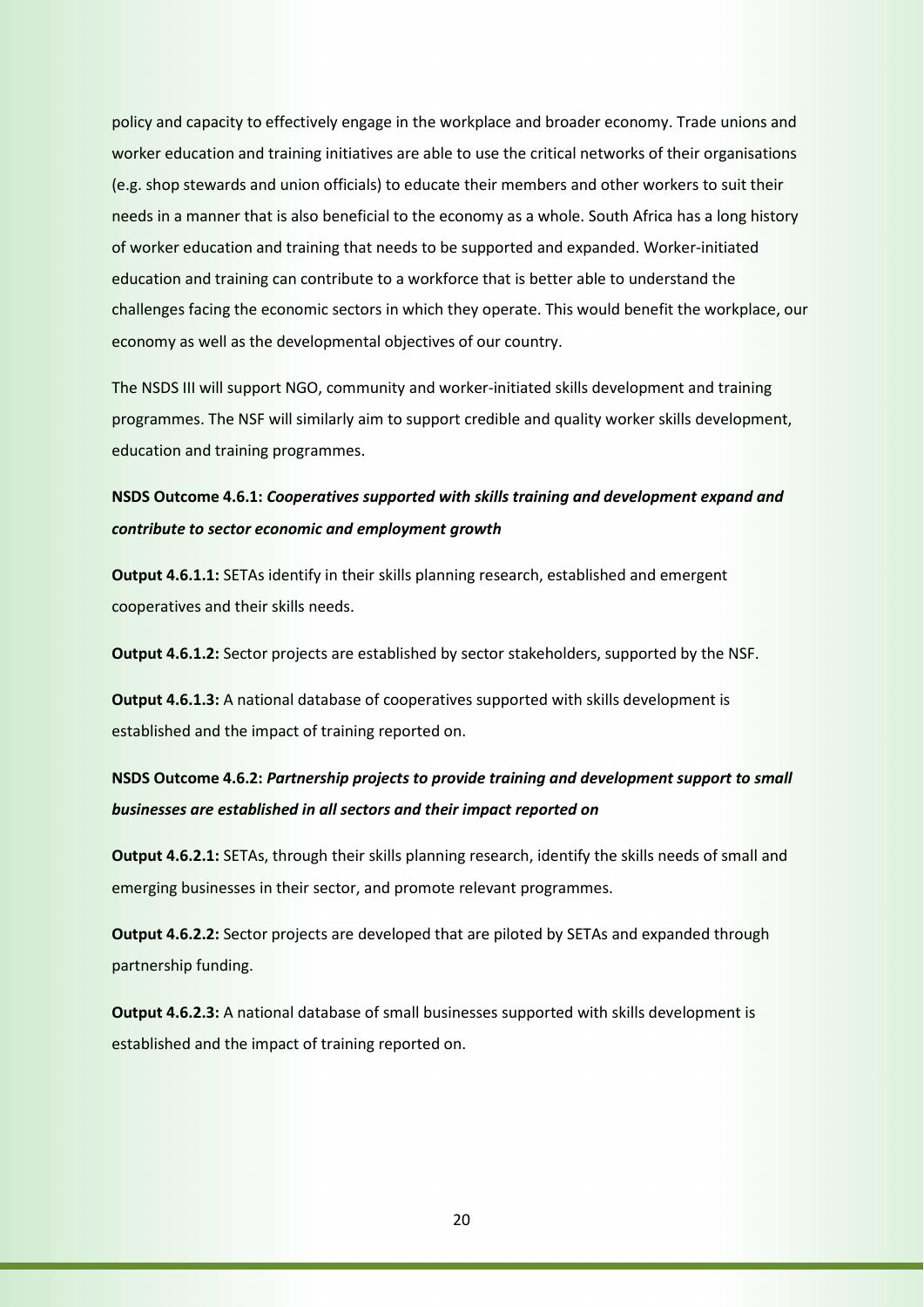policy and capacity to effectively engage in the workplace and broader economy. Trade unions and worker education and training initiatives are able to use the critical networks of their organisations (e.g. shop stewards and union officials) to educate their members and other workers to suit their needs in a manner that is also beneficial to the economy as a whole. South Africa has a long history of worker education and training that needs to be supported and expanded. Worker-initiated education and training can contribute to a workforce that is better able to understand the challenges facing the economic sectors in which they operate. This would benefit the workplace, our economy as well as the developmental objectives of our country.

The NSDS III will support NGO, community and worker-initiated skills development and training programmes. The NSF will similarly aim to support credible and quality worker skills development, education and training programmes.

**NSDS Outcome 4.6.1:** ***Cooperatives supported with skills training and development expand and contribute to sector economic and employment growth***

**Output 4.6.1.1:** SETAs identify in their skills planning research, established and emergent cooperatives and their skills needs.

**Output 4.6.1.2:** Sector projects are established by sector stakeholders, supported by the NSF.

**Output 4.6.1.3:** A national database of cooperatives supported with skills development is established and the impact of training reported on.

**NSDS Outcome 4.6.2:** ***Partnership projects to provide training and development support to small businesses are established in all sectors and their impact reported on***

**Output 4.6.2.1:** SETAs, through their skills planning research, identify the skills needs of small and emerging businesses in their sector, and promote relevant programmes.

**Output 4.6.2.2:** Sector projects are developed that are piloted by SETAs and expanded through partnership funding.

**Output 4.6.2.3:** A national database of small businesses supported with skills development is established and the impact of training reported on.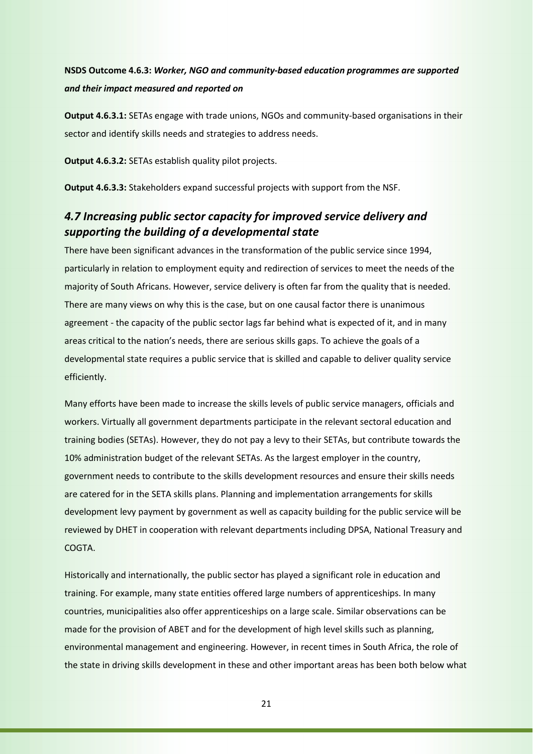**NSDS Outcome 4.6.3:** ***Worker, NGO and community-based education programmes are supported and their impact measured and reported on***

**Output 4.6.3.1:** SETAs engage with trade unions, NGOs and community-based organisations in their sector and identify skills needs and strategies to address needs.

**Output 4.6.3.2:** SETAs establish quality pilot projects.

**Output 4.6.3.3:** Stakeholders expand successful projects with support from the NSF.

## *4.7 Increasing public sector capacity for improved service delivery and supporting the building of a developmental state*

There have been significant advances in the transformation of the public service since 1994, particularly in relation to employment equity and redirection of services to meet the needs of the majority of South Africans. However, service delivery is often far from the quality that is needed. There are many views on why this is the case, but on one causal factor there is unanimous agreement - the capacity of the public sector lags far behind what is expected of it, and in many areas critical to the nation's needs, there are serious skills gaps. To achieve the goals of a developmental state requires a public service that is skilled and capable to deliver quality service efficiently.

Many efforts have been made to increase the skills levels of public service managers, officials and workers. Virtually all government departments participate in the relevant sectoral education and training bodies (SETAs). However, they do not pay a levy to their SETAs, but contribute towards the 10% administration budget of the relevant SETAs. As the largest employer in the country, government needs to contribute to the skills development resources and ensure their skills needs are catered for in the SETA skills plans. Planning and implementation arrangements for skills development levy payment by government as well as capacity building for the public service will be reviewed by DHET in cooperation with relevant departments including DPSA, National Treasury and COGTA.

Historically and internationally, the public sector has played a significant role in education and training. For example, many state entities offered large numbers of apprenticeships. In many countries, municipalities also offer apprenticeships on a large scale. Similar observations can be made for the provision of ABET and for the development of high level skills such as planning, environmental management and engineering. However, in recent times in South Africa, the role of the state in driving skills development in these and other important areas has been both below what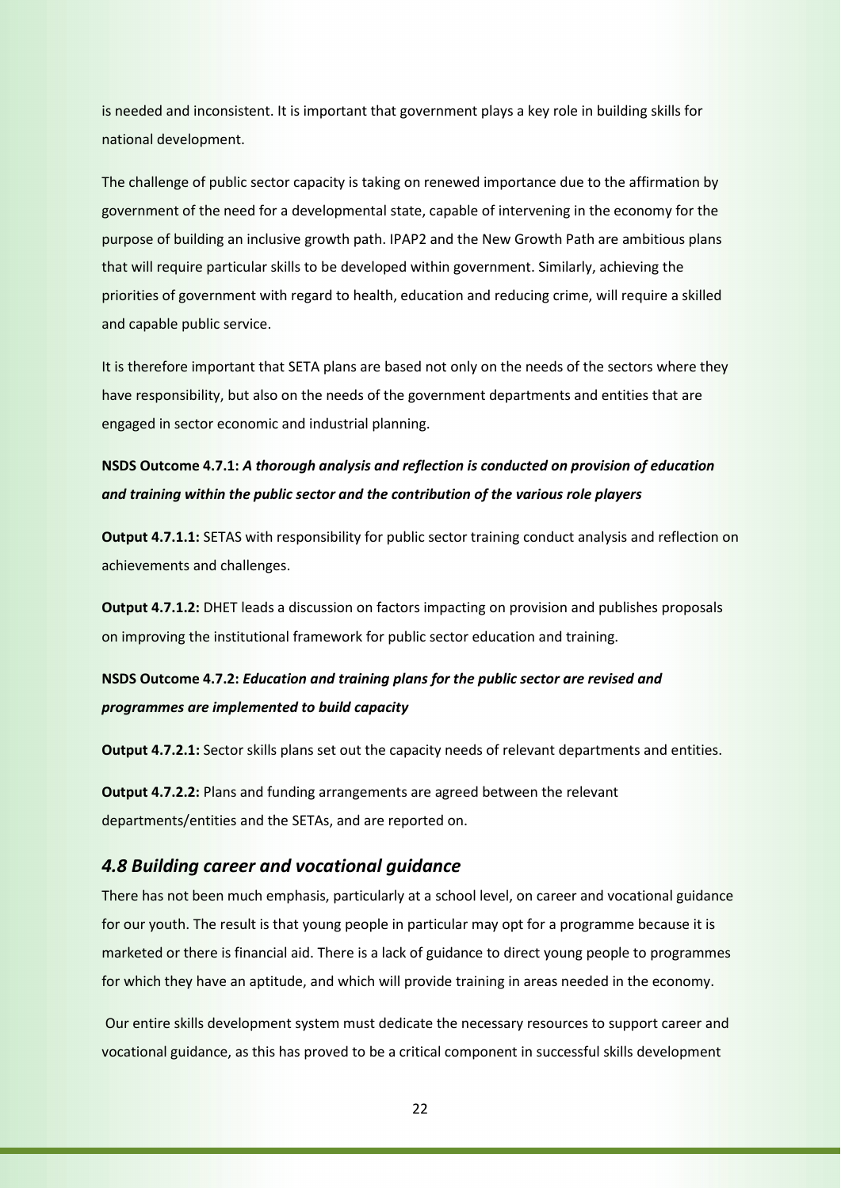is needed and inconsistent. It is important that government plays a key role in building skills for national development.

The challenge of public sector capacity is taking on renewed importance due to the affirmation by government of the need for a developmental state, capable of intervening in the economy for the purpose of building an inclusive growth path. IPAP2 and the New Growth Path are ambitious plans that will require particular skills to be developed within government. Similarly, achieving the priorities of government with regard to health, education and reducing crime, will require a skilled and capable public service.

It is therefore important that SETA plans are based not only on the needs of the sectors where they have responsibility, but also on the needs of the government departments and entities that are engaged in sector economic and industrial planning.

**NSDS Outcome 4.7.1:** ***A thorough analysis and reflection is conducted on provision of education and training within the public sector and the contribution of the various role players***

**Output 4.7.1.1:** SETAS with responsibility for public sector training conduct analysis and reflection on achievements and challenges.

**Output 4.7.1.2:** DHET leads a discussion on factors impacting on provision and publishes proposals on improving the institutional framework for public sector education and training.

**NSDS Outcome 4.7.2:** ***Education and training plans for the public sector are revised and programmes are implemented to build capacity***

**Output 4.7.2.1:** Sector skills plans set out the capacity needs of relevant departments and entities.

**Output 4.7.2.2:** Plans and funding arrangements are agreed between the relevant departments/entities and the SETAs, and are reported on.

## *4.8 Building career and vocational guidance*

There has not been much emphasis, particularly at a school level, on career and vocational guidance for our youth. The result is that young people in particular may opt for a programme because it is marketed or there is financial aid. There is a lack of guidance to direct young people to programmes for which they have an aptitude, and which will provide training in areas needed in the economy.

Our entire skills development system must dedicate the necessary resources to support career and vocational guidance, as this has proved to be a critical component in successful skills development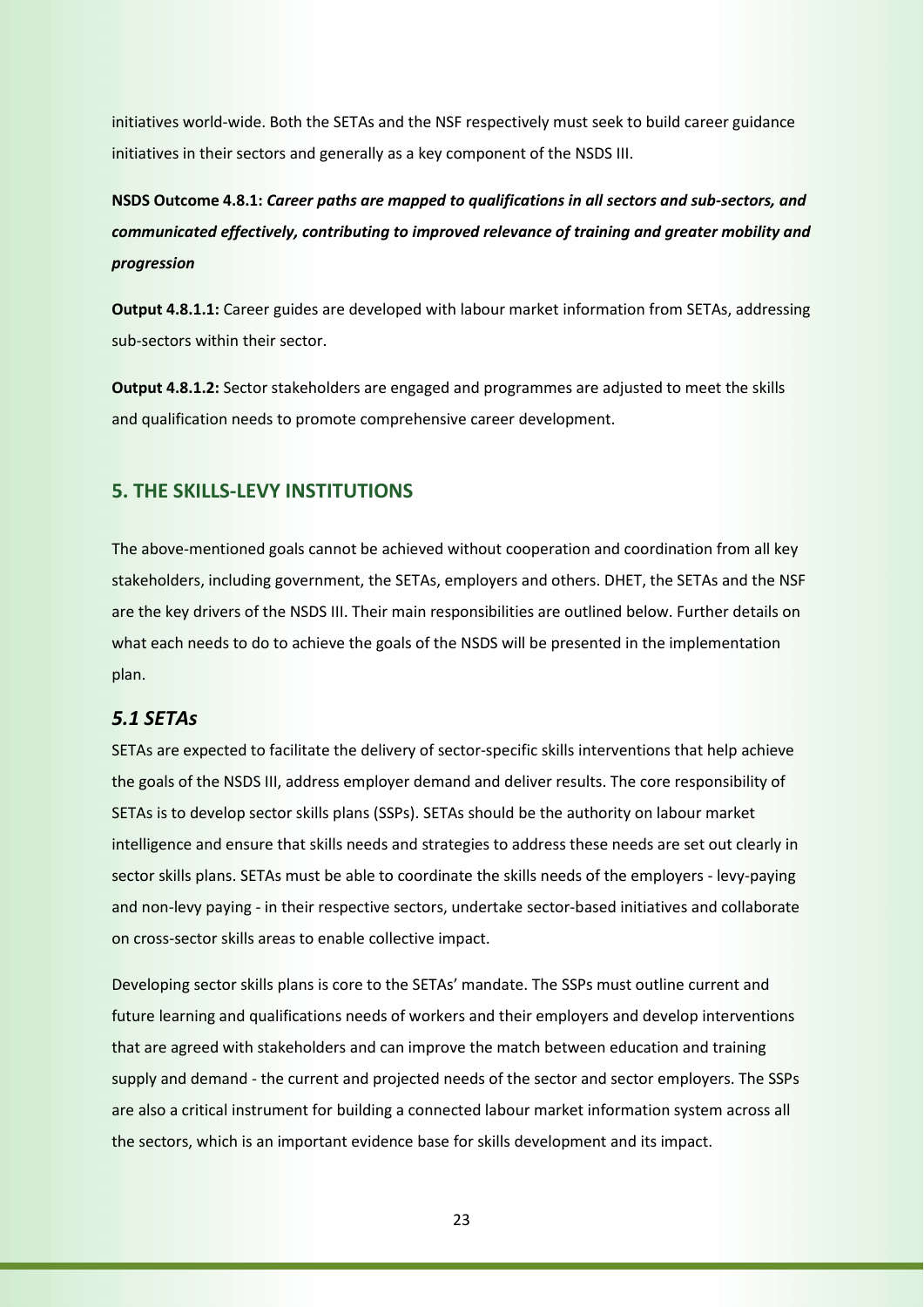initiatives world-wide. Both the SETAs and the NSF respectively must seek to build career guidance initiatives in their sectors and generally as a key component of the NSDS III.

**NSDS Outcome 4.8.1:** ***Career paths are mapped to qualifications in all sectors and sub-sectors, and communicated effectively, contributing to improved relevance of training and greater mobility and progression***

**Output 4.8.1.1:** Career guides are developed with labour market information from SETAs, addressing sub-sectors within their sector.

**Output 4.8.1.2:** Sector stakeholders are engaged and programmes are adjusted to meet the skills and qualification needs to promote comprehensive career development.

## 5. THE SKILLS-LEVY INSTITUTIONS

The above-mentioned goals cannot be achieved without cooperation and coordination from all key stakeholders, including government, the SETAs, employers and others. DHET, the SETAs and the NSF are the key drivers of the NSDS III. Their main responsibilities are outlined below. Further details on what each needs to do to achieve the goals of the NSDS will be presented in the implementation plan.

### *5.1 SETAs*

SETAs are expected to facilitate the delivery of sector-specific skills interventions that help achieve the goals of the NSDS III, address employer demand and deliver results. The core responsibility of SETAs is to develop sector skills plans (SSPs). SETAs should be the authority on labour market intelligence and ensure that skills needs and strategies to address these needs are set out clearly in sector skills plans. SETAs must be able to coordinate the skills needs of the employers - levy-paying and non-levy paying - in their respective sectors, undertake sector-based initiatives and collaborate on cross-sector skills areas to enable collective impact.

Developing sector skills plans is core to the SETAs' mandate. The SSPs must outline current and future learning and qualifications needs of workers and their employers and develop interventions that are agreed with stakeholders and can improve the match between education and training supply and demand - the current and projected needs of the sector and sector employers. The SSPs are also a critical instrument for building a connected labour market information system across all the sectors, which is an important evidence base for skills development and its impact.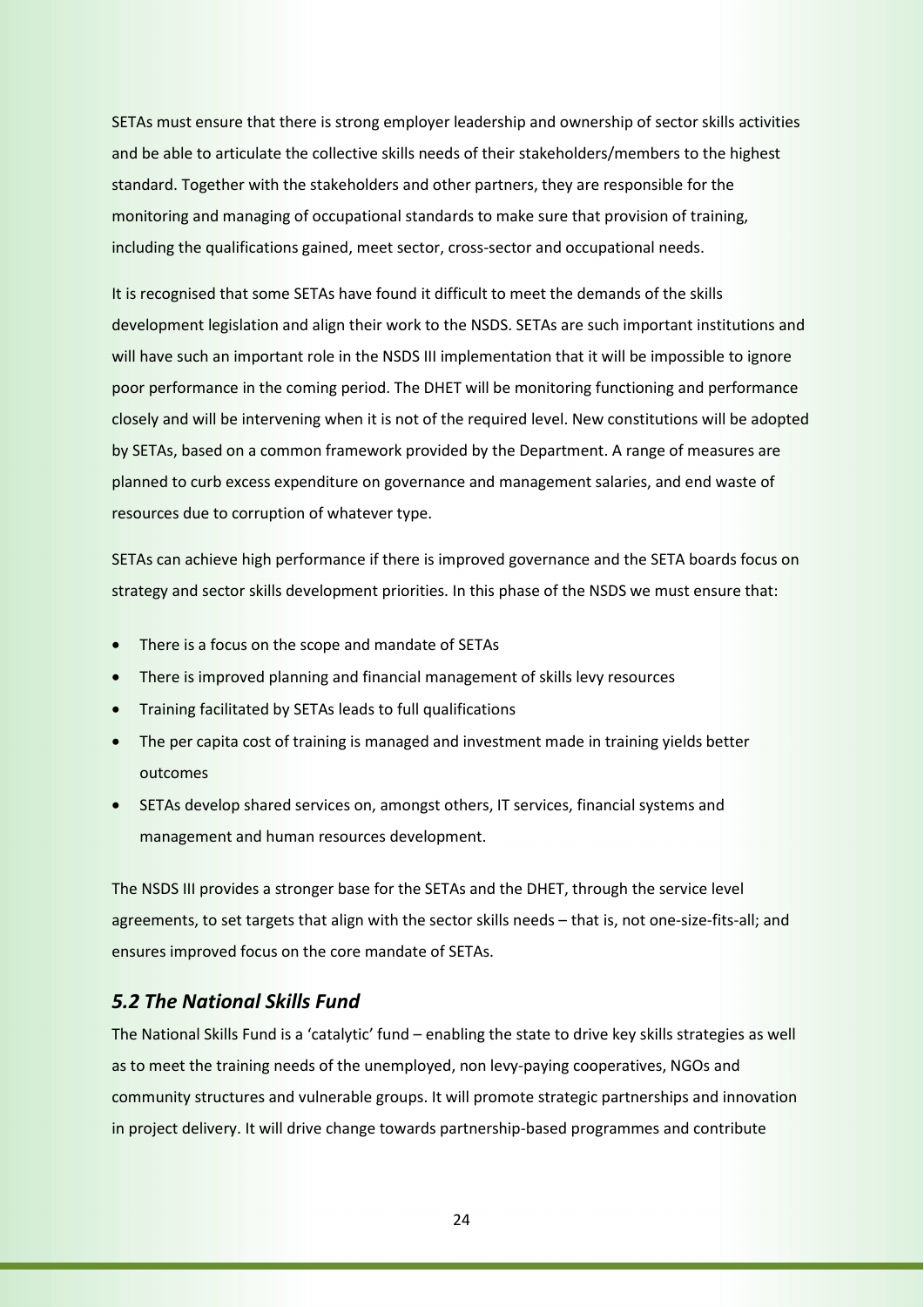SETAs must ensure that there is strong employer leadership and ownership of sector skills activities and be able to articulate the collective skills needs of their stakeholders/members to the highest standard. Together with the stakeholders and other partners, they are responsible for the monitoring and managing of occupational standards to make sure that provision of training, including the qualifications gained, meet sector, cross-sector and occupational needs.

It is recognised that some SETAs have found it difficult to meet the demands of the skills development legislation and align their work to the NSDS. SETAs are such important institutions and will have such an important role in the NSDS III implementation that it will be impossible to ignore poor performance in the coming period. The DHET will be monitoring functioning and performance closely and will be intervening when it is not of the required level. New constitutions will be adopted by SETAs, based on a common framework provided by the Department. A range of measures are planned to curb excess expenditure on governance and management salaries, and end waste of resources due to corruption of whatever type.

SETAs can achieve high performance if there is improved governance and the SETA boards focus on strategy and sector skills development priorities. In this phase of the NSDS we must ensure that:

- There is a focus on the scope and mandate of SETAs
- There is improved planning and financial management of skills levy resources
- Training facilitated by SETAs leads to full qualifications
- The per capita cost of training is managed and investment made in training yields better outcomes
- SETAs develop shared services on, amongst others, IT services, financial systems and management and human resources development.

The NSDS III provides a stronger base for the SETAs and the DHET, through the service level agreements, to set targets that align with the sector skills needs – that is, not one-size-fits-all; and ensures improved focus on the core mandate of SETAs.

## *5.2 The National Skills Fund*

The National Skills Fund is a 'catalytic' fund – enabling the state to drive key skills strategies as well as to meet the training needs of the unemployed, non levy-paying cooperatives, NGOs and community structures and vulnerable groups. It will promote strategic partnerships and innovation in project delivery. It will drive change towards partnership-based programmes and contribute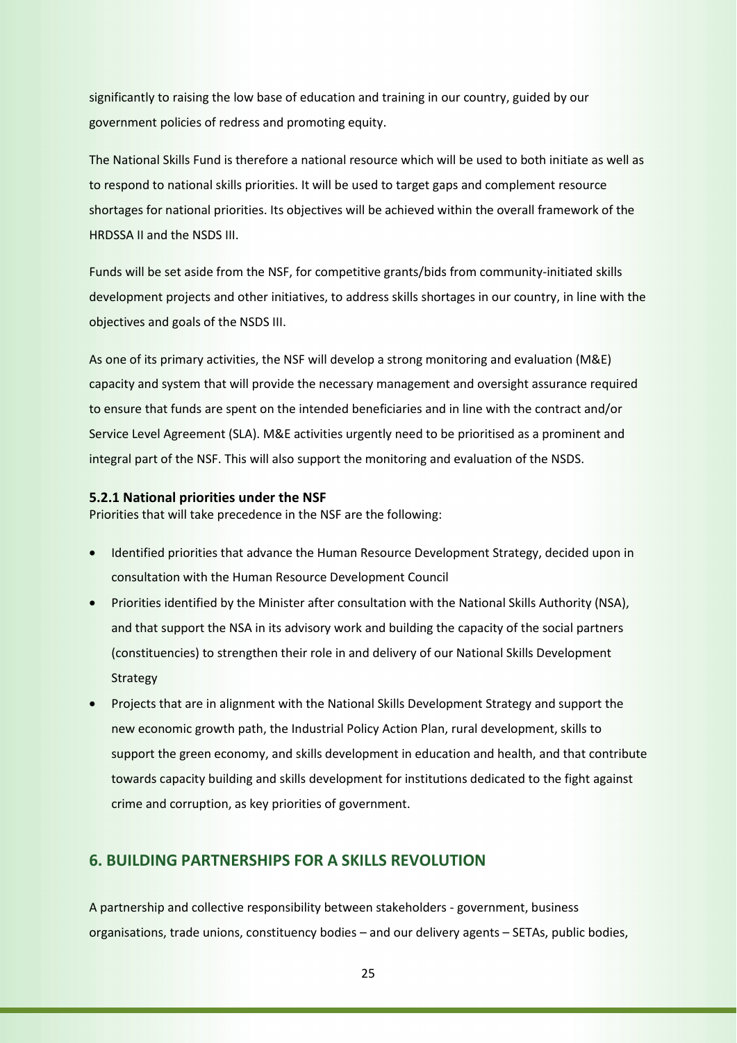significantly to raising the low base of education and training in our country, guided by our government policies of redress and promoting equity.

The National Skills Fund is therefore a national resource which will be used to both initiate as well as to respond to national skills priorities. It will be used to target gaps and complement resource shortages for national priorities. Its objectives will be achieved within the overall framework of the HRDSSA II and the NSDS III.

Funds will be set aside from the NSF, for competitive grants/bids from community-initiated skills development projects and other initiatives, to address skills shortages in our country, in line with the objectives and goals of the NSDS III.

As one of its primary activities, the NSF will develop a strong monitoring and evaluation (M&E) capacity and system that will provide the necessary management and oversight assurance required to ensure that funds are spent on the intended beneficiaries and in line with the contract and/or Service Level Agreement (SLA). M&E activities urgently need to be prioritised as a prominent and integral part of the NSF. This will also support the monitoring and evaluation of the NSDS.

### 5.2.1 National priorities under the NSF

Priorities that will take precedence in the NSF are the following:

- Identified priorities that advance the Human Resource Development Strategy, decided upon in consultation with the Human Resource Development Council
- Priorities identified by the Minister after consultation with the National Skills Authority (NSA), and that support the NSA in its advisory work and building the capacity of the social partners (constituencies) to strengthen their role in and delivery of our National Skills Development Strategy
- Projects that are in alignment with the National Skills Development Strategy and support the new economic growth path, the Industrial Policy Action Plan, rural development, skills to support the green economy, and skills development in education and health, and that contribute towards capacity building and skills development for institutions dedicated to the fight against crime and corruption, as key priorities of government.

## 6. BUILDING PARTNERSHIPS FOR A SKILLS REVOLUTION

A partnership and collective responsibility between stakeholders - government, business organisations, trade unions, constituency bodies – and our delivery agents – SETAs, public bodies,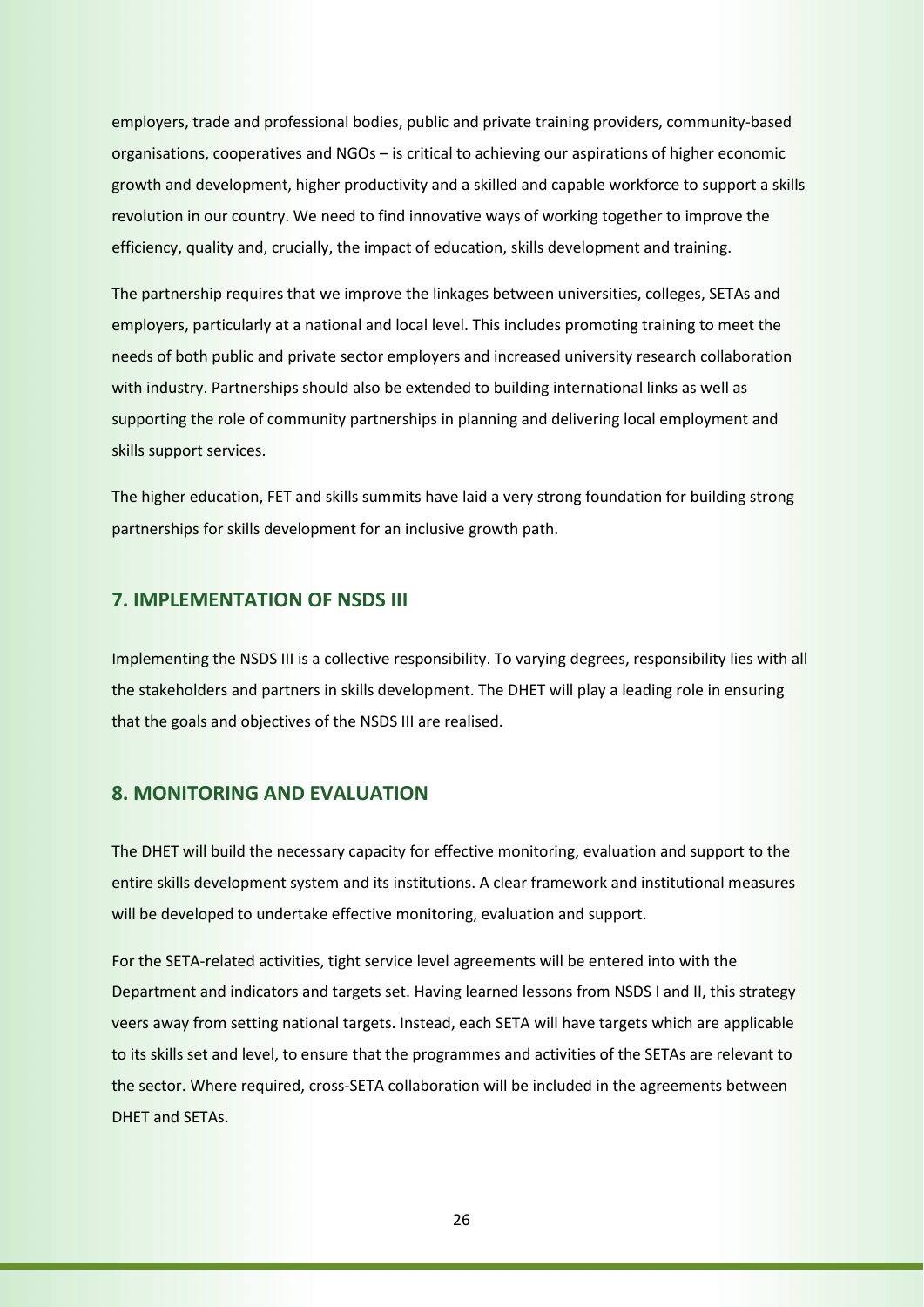employers, trade and professional bodies, public and private training providers, community-based organisations, cooperatives and NGOs – is critical to achieving our aspirations of higher economic growth and development, higher productivity and a skilled and capable workforce to support a skills revolution in our country. We need to find innovative ways of working together to improve the efficiency, quality and, crucially, the impact of education, skills development and training.

The partnership requires that we improve the linkages between universities, colleges, SETAs and employers, particularly at a national and local level. This includes promoting training to meet the needs of both public and private sector employers and increased university research collaboration with industry. Partnerships should also be extended to building international links as well as supporting the role of community partnerships in planning and delivering local employment and skills support services.

The higher education, FET and skills summits have laid a very strong foundation for building strong partnerships for skills development for an inclusive growth path.

## 7. IMPLEMENTATION OF NSDS III

Implementing the NSDS III is a collective responsibility. To varying degrees, responsibility lies with all the stakeholders and partners in skills development. The DHET will play a leading role in ensuring that the goals and objectives of the NSDS III are realised.

## 8. MONITORING AND EVALUATION

The DHET will build the necessary capacity for effective monitoring, evaluation and support to the entire skills development system and its institutions. A clear framework and institutional measures will be developed to undertake effective monitoring, evaluation and support.

For the SETA-related activities, tight service level agreements will be entered into with the Department and indicators and targets set. Having learned lessons from NSDS I and II, this strategy veers away from setting national targets. Instead, each SETA will have targets which are applicable to its skills set and level, to ensure that the programmes and activities of the SETAs are relevant to the sector. Where required, cross-SETA collaboration will be included in the agreements between DHET and SETAs.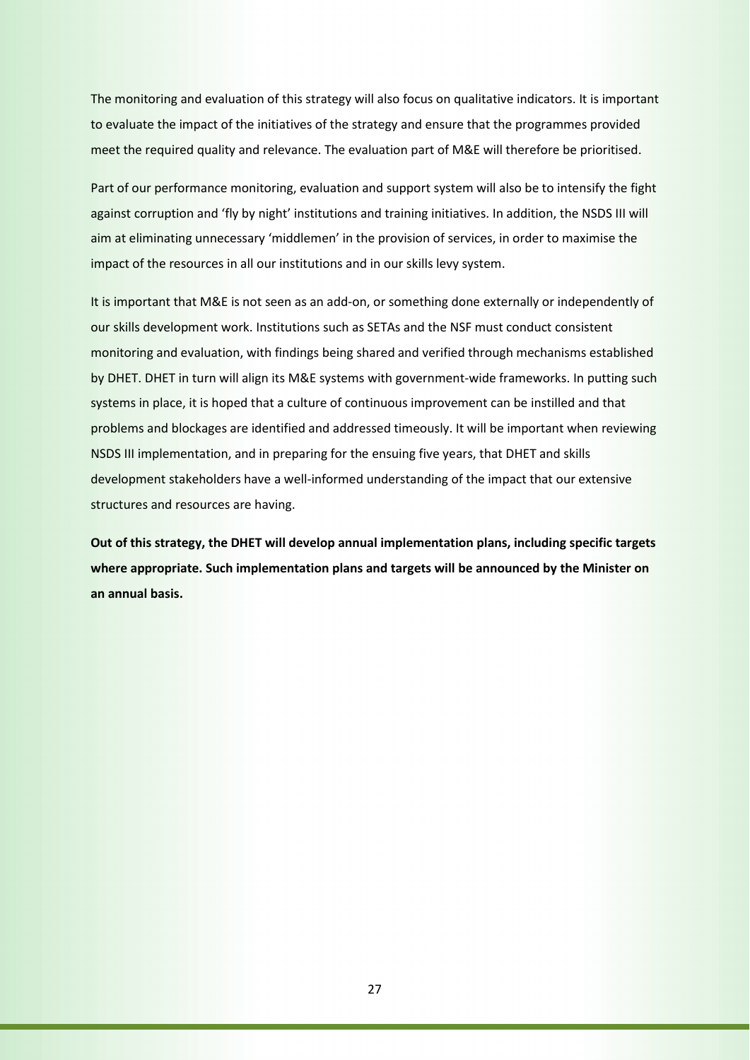The monitoring and evaluation of this strategy will also focus on qualitative indicators. It is important to evaluate the impact of the initiatives of the strategy and ensure that the programmes provided meet the required quality and relevance. The evaluation part of M&E will therefore be prioritised.

Part of our performance monitoring, evaluation and support system will also be to intensify the fight against corruption and 'fly by night' institutions and training initiatives. In addition, the NSDS III will aim at eliminating unnecessary 'middlemen' in the provision of services, in order to maximise the impact of the resources in all our institutions and in our skills levy system.

It is important that M&E is not seen as an add-on, or something done externally or independently of our skills development work. Institutions such as SETAs and the NSF must conduct consistent monitoring and evaluation, with findings being shared and verified through mechanisms established by DHET. DHET in turn will align its M&E systems with government-wide frameworks. In putting such systems in place, it is hoped that a culture of continuous improvement can be instilled and that problems and blockages are identified and addressed timeously. It will be important when reviewing NSDS III implementation, and in preparing for the ensuing five years, that DHET and skills development stakeholders have a well-informed understanding of the impact that our extensive structures and resources are having.

**Out of this strategy, the DHET will develop annual implementation plans, including specific targets where appropriate. Such implementation plans and targets will be announced by the Minister on an annual basis.**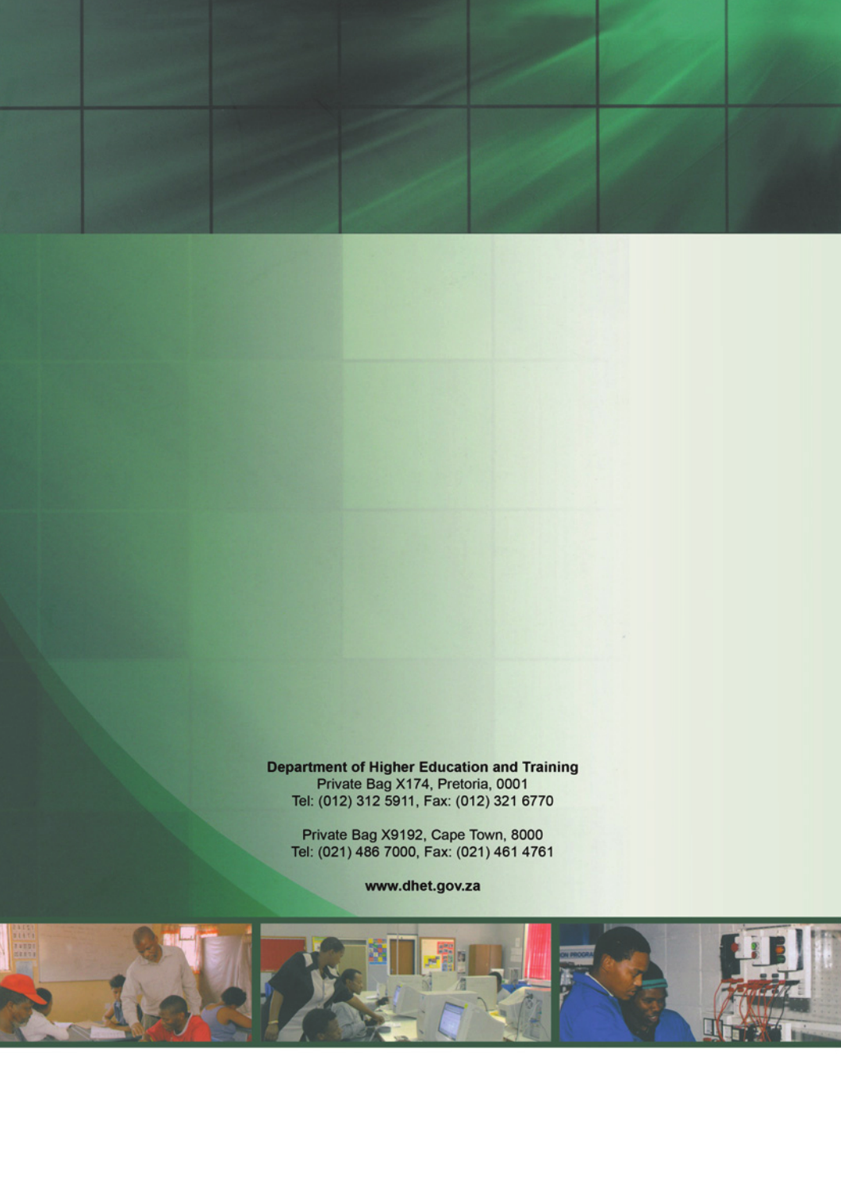**Department of Higher Education and Training**
Private Bag X174, Pretoria, 0001
Tel: (012) 312 5911, Fax: (012) 321 6770

Private Bag X9192, Cape Town, 8000
Tel: (021) 486 7000, Fax: (021) 461 4761

**www.dhet.gov.za**